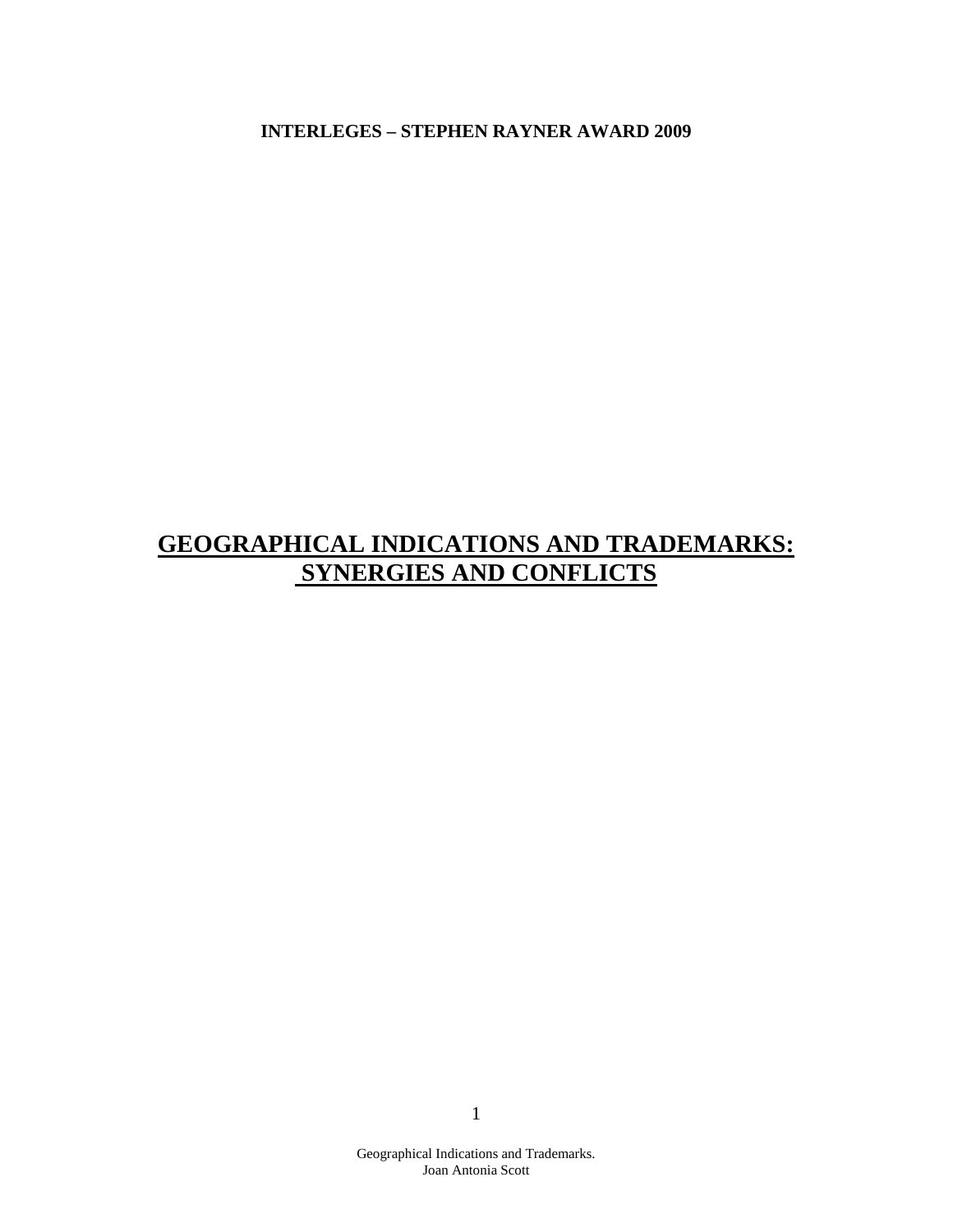**INTERLEGES – STEPHEN RAYNER AWARD 2009**

# GEOGRAPHICAL INDICATIONS AND TRADEMARKS: SYNERGIES AND CONFLICTS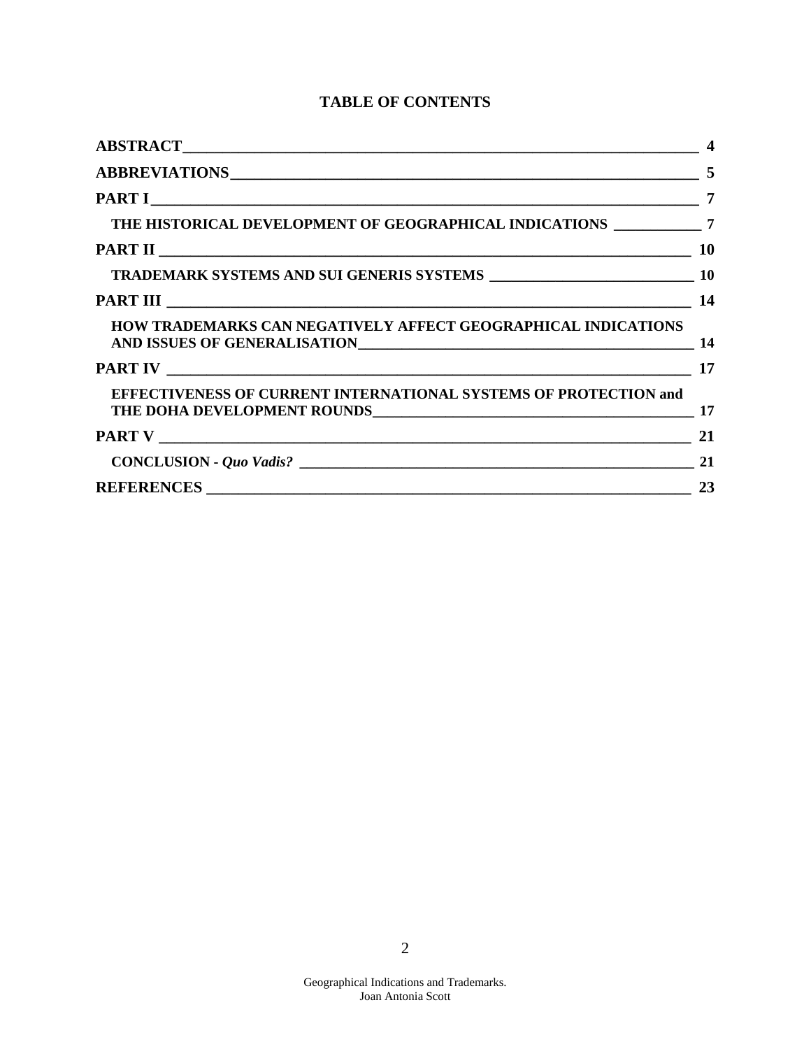# TABLE OF CONTENTS

**ABSTRACT** — 4

**ABBREVIATIONS** — 5

**PART I** — 7

- **THE HISTORICAL DEVELOPMENT OF GEOGRAPHICAL INDICATIONS** — 7

**PART II** — 10

- **TRADEMARK SYSTEMS AND SUI GENERIS SYSTEMS** — 10

**PART III** — 14

- **HOW TRADEMARKS CAN NEGATIVELY AFFECT GEOGRAPHICAL INDICATIONS AND ISSUES OF GENERALISATION** — 14

**PART IV** — 17

- **EFFECTIVENESS OF CURRENT INTERNATIONAL SYSTEMS OF PROTECTION and THE DOHA DEVELOPMENT ROUNDS** — 17

**PART V** — 21

- **CONCLUSION -** ***Quo Vadis?*** — 21

**REFERENCES** — 23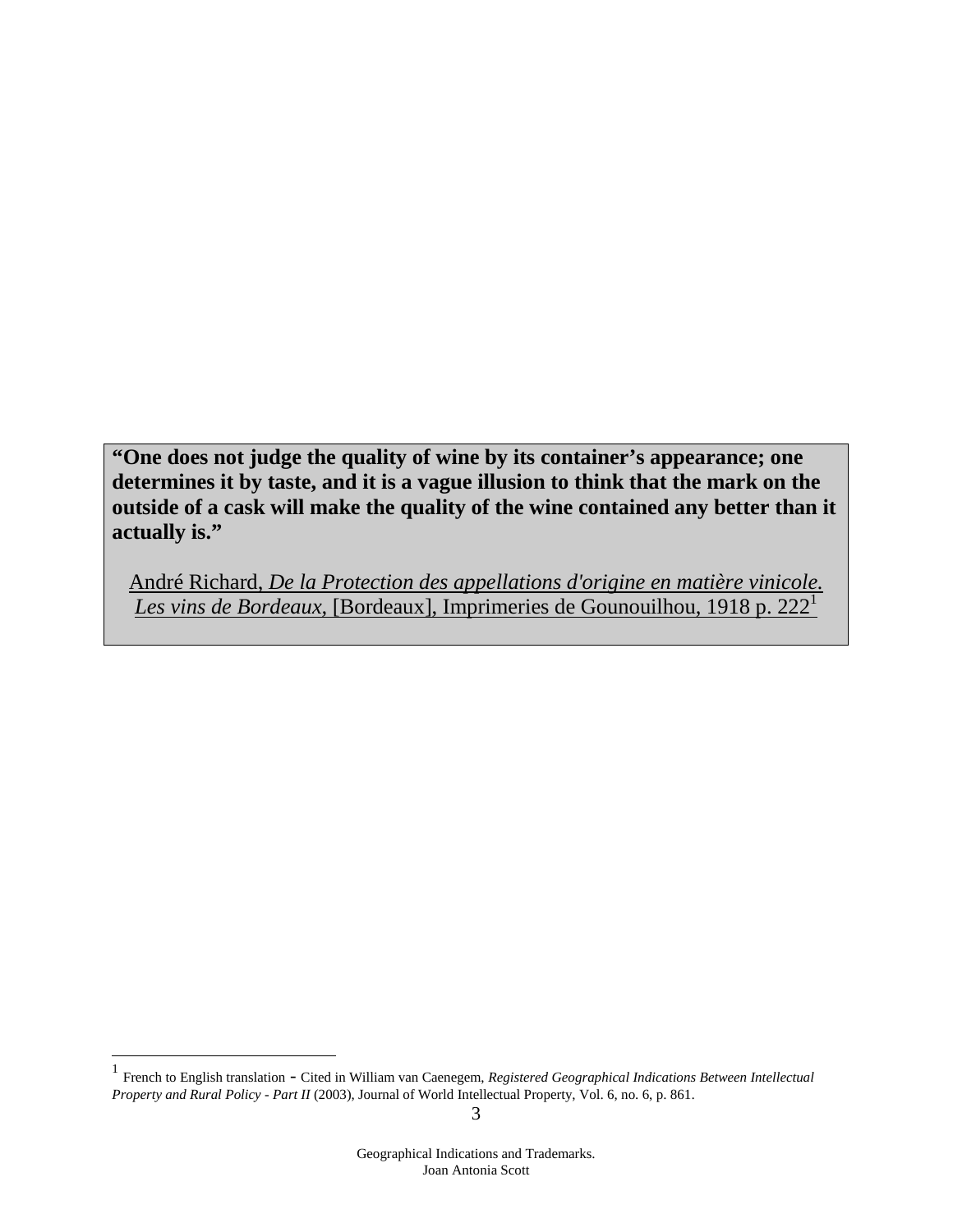**"One does not judge the quality of wine by its container's appearance; one determines it by taste, and it is a vague illusion to think that the mark on the outside of a cask will make the quality of the wine contained any better than it actually is."**

André Richard, *De la Protection des appellations d'origine en matière vinicole. Les vins de Bordeaux*, [Bordeaux], Imprimeries de Gounouilhou, 1918 p. 222[1]

---

[1] French to English translation - Cited in William van Caenegem, *Registered Geographical Indications Between Intellectual Property and Rural Policy - Part II* (2003), Journal of World Intellectual Property, Vol. 6, no. 6, p. 861.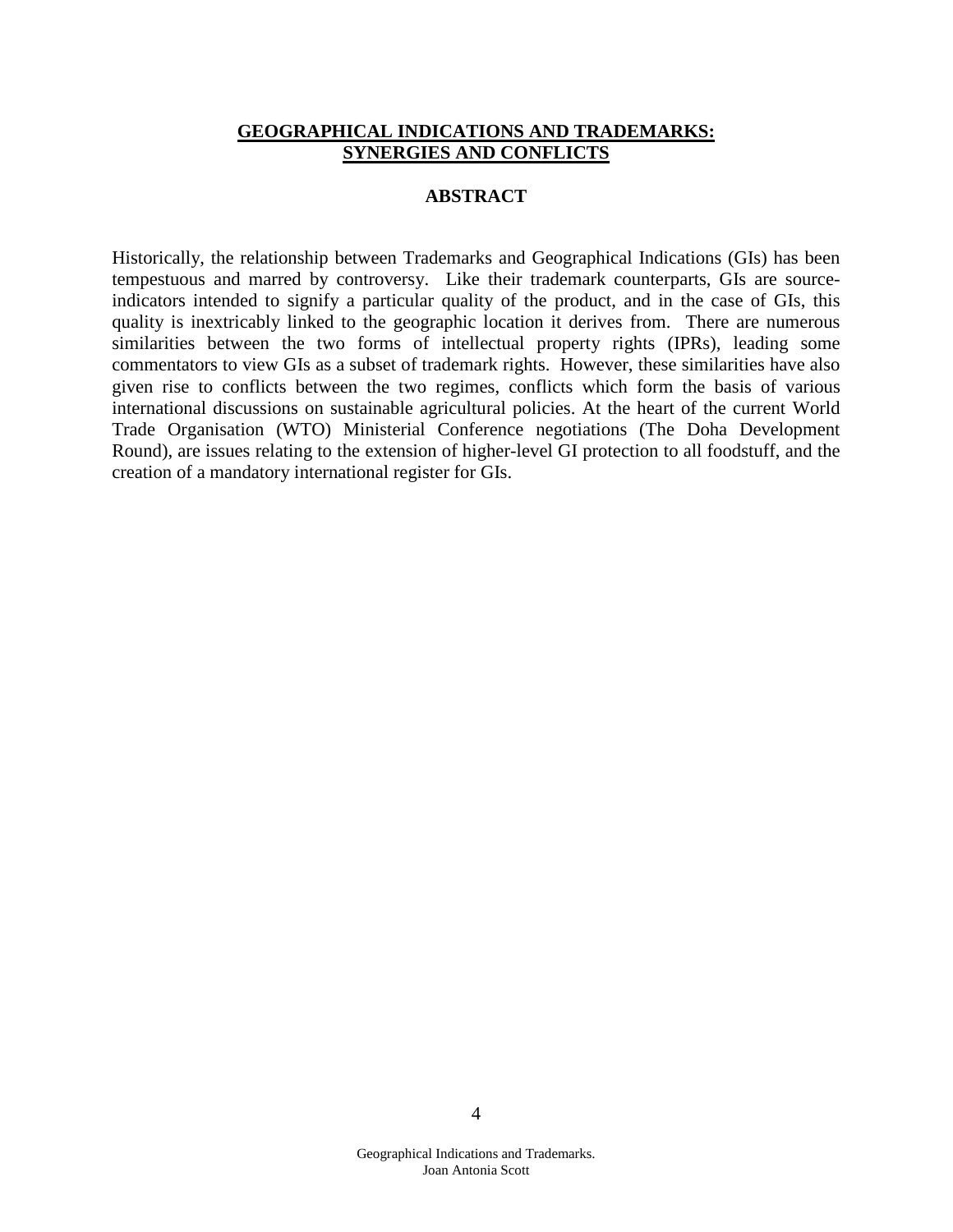# GEOGRAPHICAL INDICATIONS AND TRADEMARKS: SYNERGIES AND CONFLICTS

## ABSTRACT

Historically, the relationship between Trademarks and Geographical Indications (GIs) has been tempestuous and marred by controversy. Like their trademark counterparts, GIs are source-indicators intended to signify a particular quality of the product, and in the case of GIs, this quality is inextricably linked to the geographic location it derives from. There are numerous similarities between the two forms of intellectual property rights (IPRs), leading some commentators to view GIs as a subset of trademark rights. However, these similarities have also given rise to conflicts between the two regimes, conflicts which form the basis of various international discussions on sustainable agricultural policies. At the heart of the current World Trade Organisation (WTO) Ministerial Conference negotiations (The Doha Development Round), are issues relating to the extension of higher-level GI protection to all foodstuff, and the creation of a mandatory international register for GIs.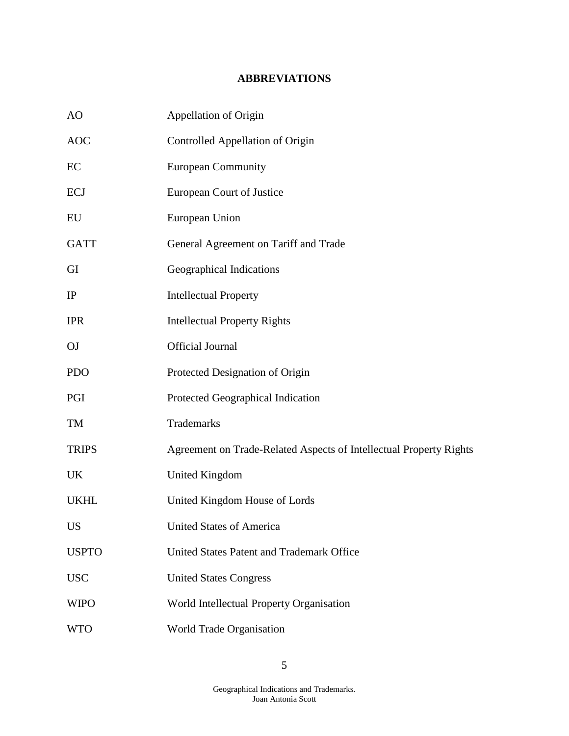## ABBREVIATIONS

| | |
|---|---|
| AO | Appellation of Origin |
| AOC | Controlled Appellation of Origin |
| EC | European Community |
| ECJ | European Court of Justice |
| EU | European Union |
| GATT | General Agreement on Tariff and Trade |
| GI | Geographical Indications |
| IP | Intellectual Property |
| IPR | Intellectual Property Rights |
| OJ | Official Journal |
| PDO | Protected Designation of Origin |
| PGI | Protected Geographical Indication |
| TM | Trademarks |
| TRIPS | Agreement on Trade-Related Aspects of Intellectual Property Rights |
| UK | United Kingdom |
| UKHL | United Kingdom House of Lords |
| US | United States of America |
| USPTO | United States Patent and Trademark Office |
| USC | United States Congress |
| WIPO | World Intellectual Property Organisation |
| WTO | World Trade Organisation |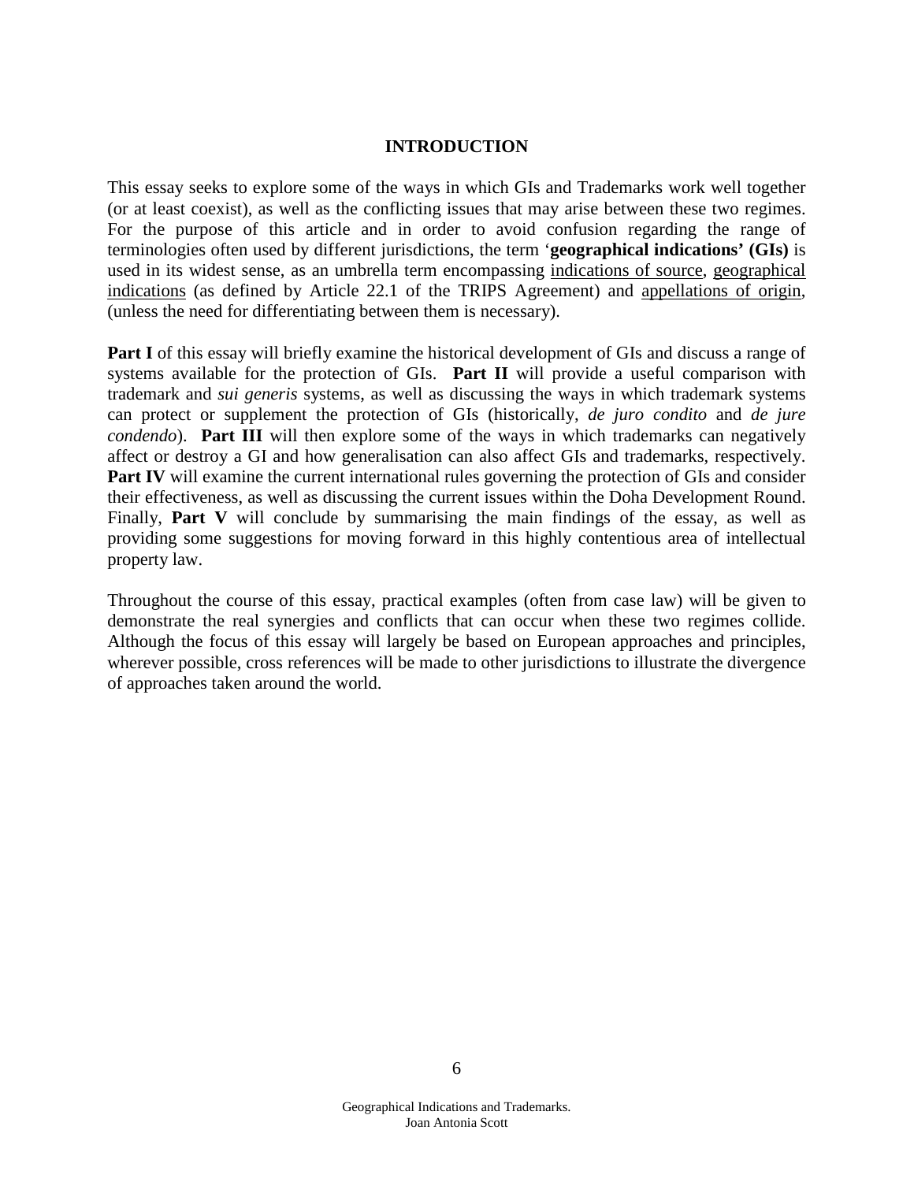# INTRODUCTION

This essay seeks to explore some of the ways in which GIs and Trademarks work well together (or at least coexist), as well as the conflicting issues that may arise between these two regimes. For the purpose of this article and in order to avoid confusion regarding the range of terminologies often used by different jurisdictions, the term '**geographical indications' (GIs)** is used in its widest sense, as an umbrella term encompassing indications of source, geographical indications (as defined by Article 22.1 of the TRIPS Agreement) and appellations of origin, (unless the need for differentiating between them is necessary).

**Part I** of this essay will briefly examine the historical development of GIs and discuss a range of systems available for the protection of GIs. **Part II** will provide a useful comparison with trademark and *sui generis* systems, as well as discussing the ways in which trademark systems can protect or supplement the protection of GIs (historically, *de juro condito* and *de jure condendo*). **Part III** will then explore some of the ways in which trademarks can negatively affect or destroy a GI and how generalisation can also affect GIs and trademarks, respectively. **Part IV** will examine the current international rules governing the protection of GIs and consider their effectiveness, as well as discussing the current issues within the Doha Development Round. Finally, **Part V** will conclude by summarising the main findings of the essay, as well as providing some suggestions for moving forward in this highly contentious area of intellectual property law.

Throughout the course of this essay, practical examples (often from case law) will be given to demonstrate the real synergies and conflicts that can occur when these two regimes collide. Although the focus of this essay will largely be based on European approaches and principles, wherever possible, cross references will be made to other jurisdictions to illustrate the divergence of approaches taken around the world.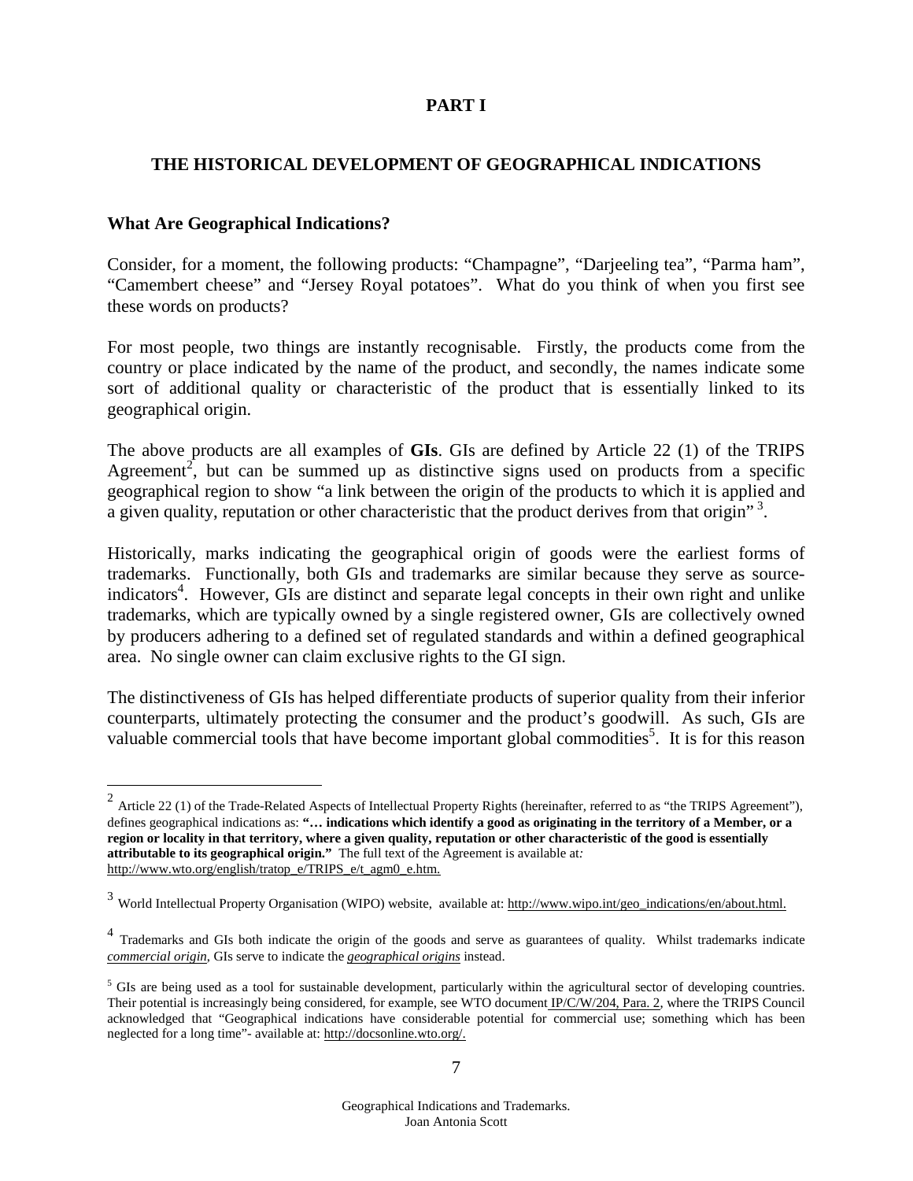# PART I

## THE HISTORICAL DEVELOPMENT OF GEOGRAPHICAL INDICATIONS

### What Are Geographical Indications?

Consider, for a moment, the following products: “Champagne”, “Darjeeling tea”, “Parma ham”, “Camembert cheese” and “Jersey Royal potatoes”. What do you think of when you first see these words on products?

For most people, two things are instantly recognisable. Firstly, the products come from the country or place indicated by the name of the product, and secondly, the names indicate some sort of additional quality or characteristic of the product that is essentially linked to its geographical origin.

The above products are all examples of **GIs**. GIs are defined by Article 22 (1) of the TRIPS Agreement[2], but can be summed up as distinctive signs used on products from a specific geographical region to show “a link between the origin of the products to which it is applied and a given quality, reputation or other characteristic that the product derives from that origin” [3].

Historically, marks indicating the geographical origin of goods were the earliest forms of trademarks. Functionally, both GIs and trademarks are similar because they serve as source-indicators[4]. However, GIs are distinct and separate legal concepts in their own right and unlike trademarks, which are typically owned by a single registered owner, GIs are collectively owned by producers adhering to a defined set of regulated standards and within a defined geographical area. No single owner can claim exclusive rights to the GI sign.

The distinctiveness of GIs has helped differentiate products of superior quality from their inferior counterparts, ultimately protecting the consumer and the product’s goodwill. As such, GIs are valuable commercial tools that have become important global commodities[5]. It is for this reason

---

[2] Article 22 (1) of the Trade-Related Aspects of Intellectual Property Rights (hereinafter, referred to as “the TRIPS Agreement”), defines geographical indications as: **“… indications which identify a good as originating in the territory of a Member, or a region or locality in that territory, where a given quality, reputation or other characteristic of the good is essentially attributable to its geographical origin.”** The full text of the Agreement is available at: http://www.wto.org/english/tratop_e/TRIPS_e/t_agm0_e.htm.

[3] World Intellectual Property Organisation (WIPO) website, available at: http://www.wipo.int/geo_indications/en/about.html.

[4] Trademarks and GIs both indicate the origin of the goods and serve as guarantees of quality. Whilst trademarks indicate ***commercial origin***, GIs serve to indicate the ***geographical origins*** instead.

[5] GIs are being used as a tool for sustainable development, particularly within the agricultural sector of developing countries. Their potential is increasingly being considered, for example, see WTO document IP/C/W/204, Para. 2, where the TRIPS Council acknowledged that “Geographical indications have considerable potential for commercial use; something which has been neglected for a long time”- available at: http://docsonline.wto.org/.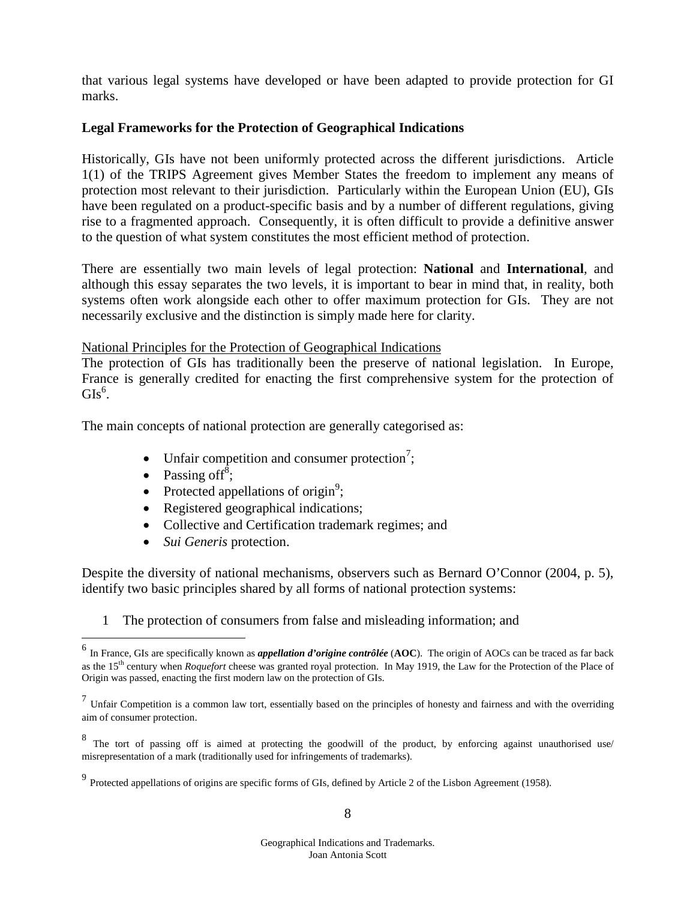that various legal systems have developed or have been adapted to provide protection for GI marks.

## Legal Frameworks for the Protection of Geographical Indications

Historically, GIs have not been uniformly protected across the different jurisdictions. Article 1(1) of the TRIPS Agreement gives Member States the freedom to implement any means of protection most relevant to their jurisdiction. Particularly within the European Union (EU), GIs have been regulated on a product-specific basis and by a number of different regulations, giving rise to a fragmented approach. Consequently, it is often difficult to provide a definitive answer to the question of what system constitutes the most efficient method of protection.

There are essentially two main levels of legal protection: **National** and **International**, and although this essay separates the two levels, it is important to bear in mind that, in reality, both systems often work alongside each other to offer maximum protection for GIs. They are not necessarily exclusive and the distinction is simply made here for clarity.

### National Principles for the Protection of Geographical Indications

The protection of GIs has traditionally been the preserve of national legislation. In Europe, France is generally credited for enacting the first comprehensive system for the protection of GIs[6].

The main concepts of national protection are generally categorised as:

- Unfair competition and consumer protection[7];
- Passing off[8];
- Protected appellations of origin[9];
- Registered geographical indications;
- Collective and Certification trademark regimes; and
- *Sui Generis* protection.

Despite the diversity of national mechanisms, observers such as Bernard O'Connor (2004, p. 5), identify two basic principles shared by all forms of national protection systems:

1. The protection of consumers from false and misleading information; and

---

[6] In France, GIs are specifically known as ***appellation d'origine contrôlée*** (**AOC**). The origin of AOCs can be traced as far back as the 15th century when *Roquefort* cheese was granted royal protection. In May 1919, the Law for the Protection of the Place of Origin was passed, enacting the first modern law on the protection of GIs.

[7] Unfair Competition is a common law tort, essentially based on the principles of honesty and fairness and with the overriding aim of consumer protection.

[8] The tort of passing off is aimed at protecting the goodwill of the product, by enforcing against unauthorised use/ misrepresentation of a mark (traditionally used for infringements of trademarks).

[9] Protected appellations of origins are specific forms of GIs, defined by Article 2 of the Lisbon Agreement (1958).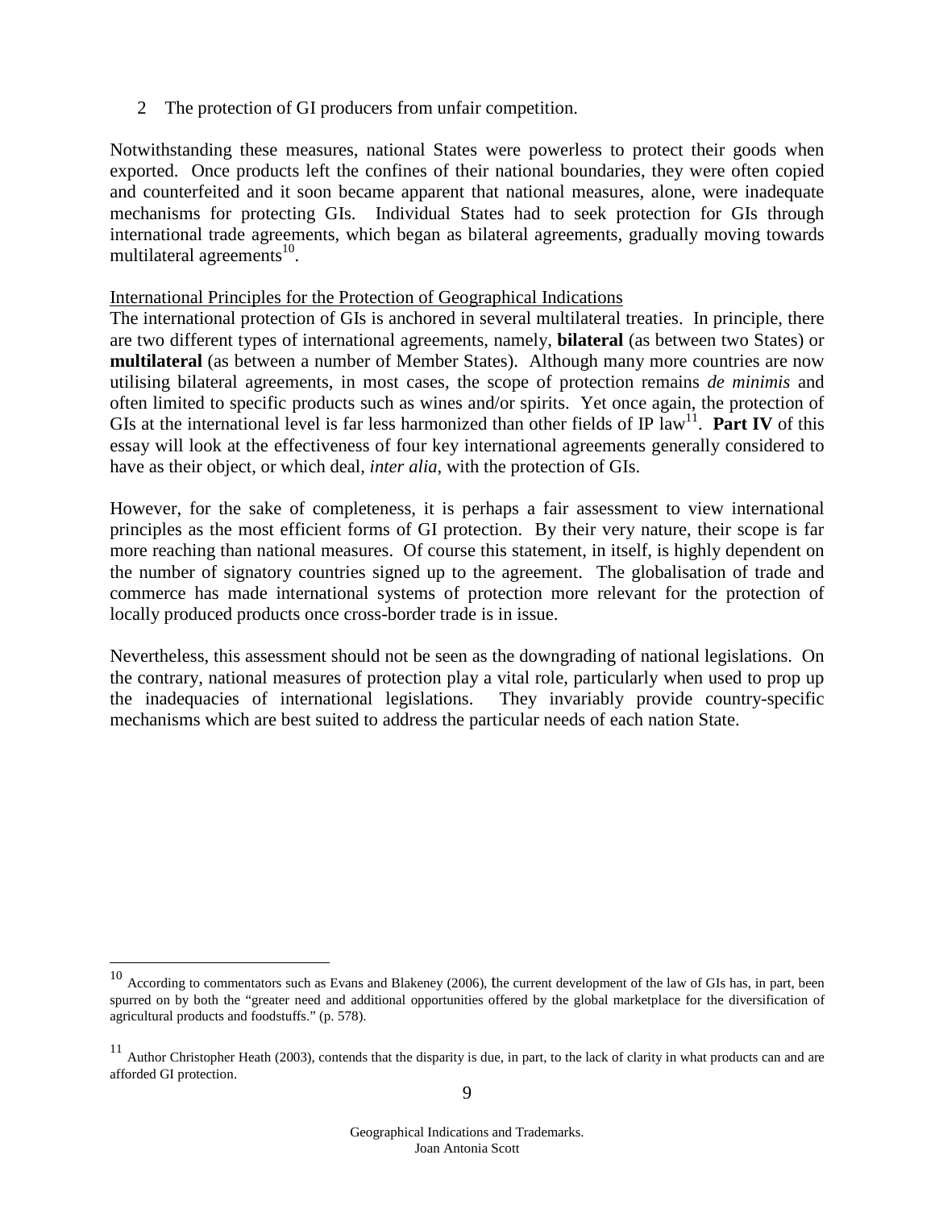2 The protection of GI producers from unfair competition.

Notwithstanding these measures, national States were powerless to protect their goods when exported. Once products left the confines of their national boundaries, they were often copied and counterfeited and it soon became apparent that national measures, alone, were inadequate mechanisms for protecting GIs. Individual States had to seek protection for GIs through international trade agreements, which began as bilateral agreements, gradually moving towards multilateral agreements[10].

International Principles for the Protection of Geographical Indications

The international protection of GIs is anchored in several multilateral treaties. In principle, there are two different types of international agreements, namely, **bilateral** (as between two States) or **multilateral** (as between a number of Member States). Although many more countries are now utilising bilateral agreements, in most cases, the scope of protection remains *de minimis* and often limited to specific products such as wines and/or spirits. Yet once again, the protection of GIs at the international level is far less harmonized than other fields of IP law[11]. **Part IV** of this essay will look at the effectiveness of four key international agreements generally considered to have as their object, or which deal, *inter alia*, with the protection of GIs.

However, for the sake of completeness, it is perhaps a fair assessment to view international principles as the most efficient forms of GI protection. By their very nature, their scope is far more reaching than national measures. Of course this statement, in itself, is highly dependent on the number of signatory countries signed up to the agreement. The globalisation of trade and commerce has made international systems of protection more relevant for the protection of locally produced products once cross-border trade is in issue.

Nevertheless, this assessment should not be seen as the downgrading of national legislations. On the contrary, national measures of protection play a vital role, particularly when used to prop up the inadequacies of international legislations. They invariably provide country-specific mechanisms which are best suited to address the particular needs of each nation State.

---

[10] According to commentators such as Evans and Blakeney (2006), the current development of the law of GIs has, in part, been spurred on by both the "greater need and additional opportunities offered by the global marketplace for the diversification of agricultural products and foodstuffs." (p. 578).

[11] Author Christopher Heath (2003), contends that the disparity is due, in part, to the lack of clarity in what products can and are afforded GI protection.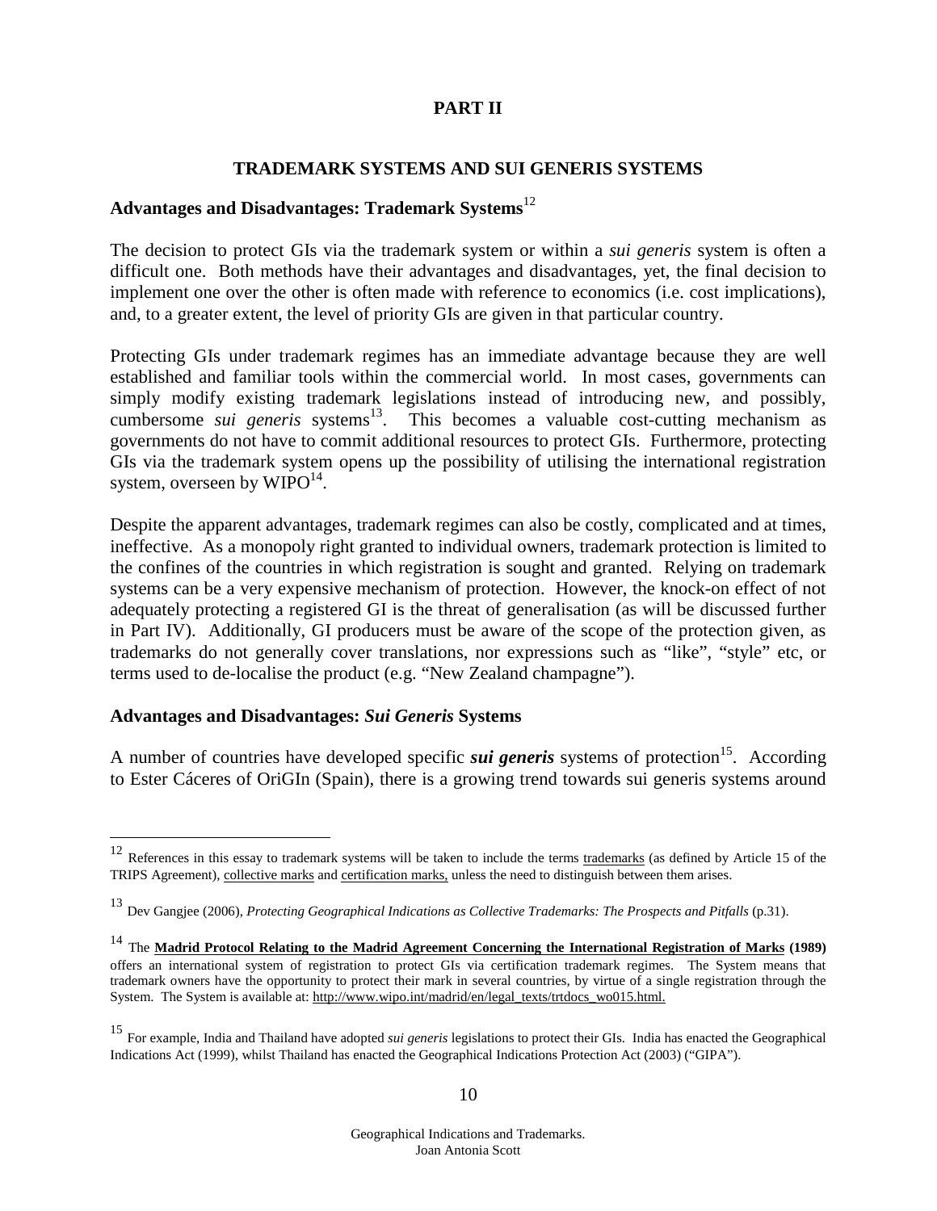## PART II

## TRADEMARK SYSTEMS AND SUI GENERIS SYSTEMS

### Advantages and Disadvantages: Trademark Systems[12]

The decision to protect GIs via the trademark system or within a *sui generis* system is often a difficult one. Both methods have their advantages and disadvantages, yet, the final decision to implement one over the other is often made with reference to economics (i.e. cost implications), and, to a greater extent, the level of priority GIs are given in that particular country.

Protecting GIs under trademark regimes has an immediate advantage because they are well established and familiar tools within the commercial world. In most cases, governments can simply modify existing trademark legislations instead of introducing new, and possibly, cumbersome *sui generis* systems[13]. This becomes a valuable cost-cutting mechanism as governments do not have to commit additional resources to protect GIs. Furthermore, protecting GIs via the trademark system opens up the possibility of utilising the international registration system, overseen by WIPO[14].

Despite the apparent advantages, trademark regimes can also be costly, complicated and at times, ineffective. As a monopoly right granted to individual owners, trademark protection is limited to the confines of the countries in which registration is sought and granted. Relying on trademark systems can be a very expensive mechanism of protection. However, the knock-on effect of not adequately protecting a registered GI is the threat of generalisation (as will be discussed further in Part IV). Additionally, GI producers must be aware of the scope of the protection given, as trademarks do not generally cover translations, nor expressions such as "like", "style" etc, or terms used to de-localise the product (e.g. "New Zealand champagne").

### Advantages and Disadvantages: *Sui Generis* Systems

A number of countries have developed specific ***sui generis*** systems of protection[15]. According to Ester Cáceres of OriGIn (Spain), there is a growing trend towards sui generis systems around

---

[12] References in this essay to trademark systems will be taken to include the terms trademarks (as defined by Article 15 of the TRIPS Agreement), collective marks and certification marks, unless the need to distinguish between them arises.

[13] Dev Gangjee (2006), *Protecting Geographical Indications as Collective Trademarks: The Prospects and Pitfalls* (p.31).

[14] The **Madrid Protocol Relating to the Madrid Agreement Concerning the International Registration of Marks (1989)** offers an international system of registration to protect GIs via certification trademark regimes. The System means that trademark owners have the opportunity to protect their mark in several countries, by virtue of a single registration through the System. The System is available at: http://www.wipo.int/madrid/en/legal_texts/trtdocs_wo015.html.

[15] For example, India and Thailand have adopted *sui generis* legislations to protect their GIs. India has enacted the Geographical Indications Act (1999), whilst Thailand has enacted the Geographical Indications Protection Act (2003) ("GIPA").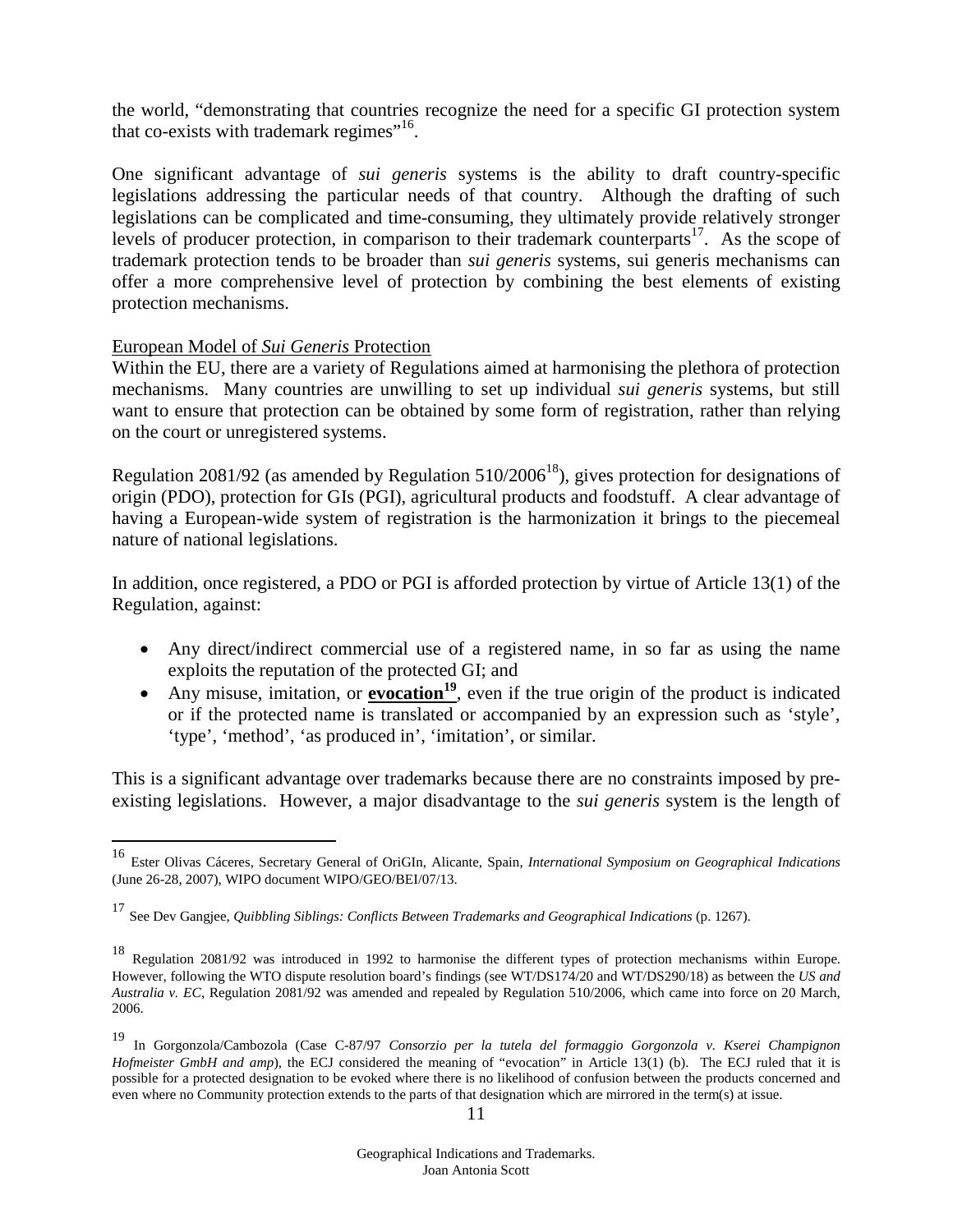the world, "demonstrating that countries recognize the need for a specific GI protection system that co-exists with trademark regimes"[16].

One significant advantage of *sui generis* systems is the ability to draft country-specific legislations addressing the particular needs of that country. Although the drafting of such legislations can be complicated and time-consuming, they ultimately provide relatively stronger levels of producer protection, in comparison to their trademark counterparts[17]. As the scope of trademark protection tends to be broader than *sui generis* systems, sui generis mechanisms can offer a more comprehensive level of protection by combining the best elements of existing protection mechanisms.

<u>European Model of *Sui Generis* Protection</u>

Within the EU, there are a variety of Regulations aimed at harmonising the plethora of protection mechanisms. Many countries are unwilling to set up individual *sui generis* systems, but still want to ensure that protection can be obtained by some form of registration, rather than relying on the court or unregistered systems.

Regulation 2081/92 (as amended by Regulation 510/2006[18]), gives protection for designations of origin (PDO), protection for GIs (PGI), agricultural products and foodstuff. A clear advantage of having a European-wide system of registration is the harmonization it brings to the piecemeal nature of national legislations.

In addition, once registered, a PDO or PGI is afforded protection by virtue of Article 13(1) of the Regulation, against:

- Any direct/indirect commercial use of a registered name, in so far as using the name exploits the reputation of the protected GI; and
- Any misuse, imitation, or <u>**evocation**</u>[19], even if the true origin of the product is indicated or if the protected name is translated or accompanied by an expression such as 'style', 'type', 'method', 'as produced in', 'imitation', or similar.

This is a significant advantage over trademarks because there are no constraints imposed by pre-existing legislations. However, a major disadvantage to the *sui generis* system is the length of

---

[16] Ester Olivas Cáceres, Secretary General of OriGIn, Alicante, Spain, *International Symposium on Geographical Indications* (June 26-28, 2007), WIPO document WIPO/GEO/BEI/07/13.

[17] See Dev Gangjee, *Quibbling Siblings: Conflicts Between Trademarks and Geographical Indications* (p. 1267).

[18] Regulation 2081/92 was introduced in 1992 to harmonise the different types of protection mechanisms within Europe. However, following the WTO dispute resolution board's findings (see WT/DS174/20 and WT/DS290/18) as between the *US and Australia v. EC*, Regulation 2081/92 was amended and repealed by Regulation 510/2006, which came into force on 20 March, 2006.

[19] In Gorgonzola/Cambozola (Case C-87/97 *Consorzio per la tutela del formaggio Gorgonzola v. Kserei Champignon Hofmeister GmbH and amp*), the ECJ considered the meaning of "evocation" in Article 13(1) (b). The ECJ ruled that it is possible for a protected designation to be evoked where there is no likelihood of confusion between the products concerned and even where no Community protection extends to the parts of that designation which are mirrored in the term(s) at issue.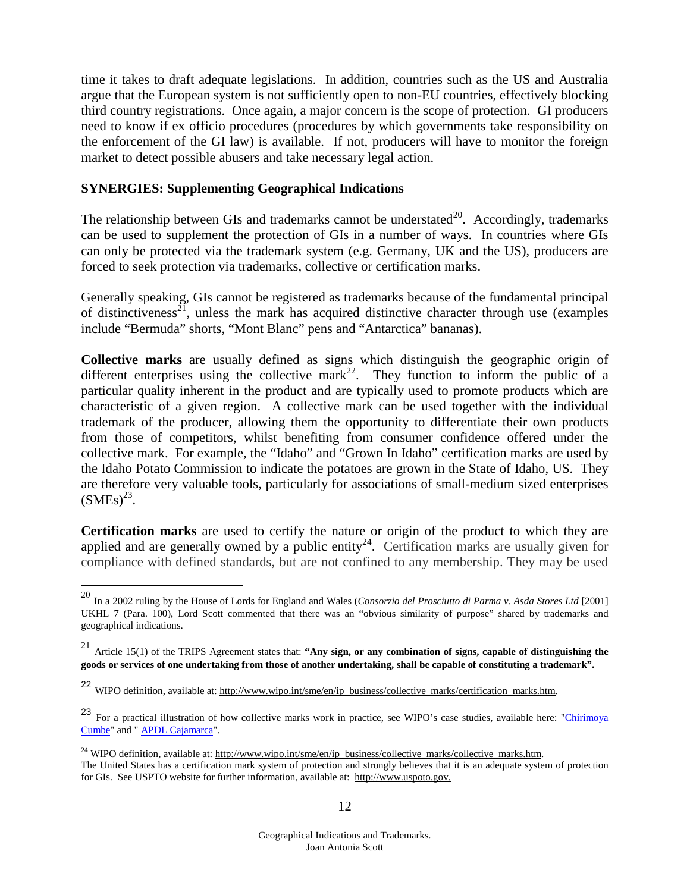time it takes to draft adequate legislations. In addition, countries such as the US and Australia argue that the European system is not sufficiently open to non-EU countries, effectively blocking third country registrations. Once again, a major concern is the scope of protection. GI producers need to know if ex officio procedures (procedures by which governments take responsibility on the enforcement of the GI law) is available. If not, producers will have to monitor the foreign market to detect possible abusers and take necessary legal action.

**SYNERGIES: Supplementing Geographical Indications**

The relationship between GIs and trademarks cannot be understated[20]. Accordingly, trademarks can be used to supplement the protection of GIs in a number of ways. In countries where GIs can only be protected via the trademark system (e.g. Germany, UK and the US), producers are forced to seek protection via trademarks, collective or certification marks.

Generally speaking, GIs cannot be registered as trademarks because of the fundamental principal of distinctiveness[21], unless the mark has acquired distinctive character through use (examples include "Bermuda" shorts, "Mont Blanc" pens and "Antarctica" bananas).

**Collective marks** are usually defined as signs which distinguish the geographic origin of different enterprises using the collective mark[22]. They function to inform the public of a particular quality inherent in the product and are typically used to promote products which are characteristic of a given region. A collective mark can be used together with the individual trademark of the producer, allowing them the opportunity to differentiate their own products from those of competitors, whilst benefiting from consumer confidence offered under the collective mark. For example, the "Idaho" and "Grown In Idaho" certification marks are used by the Idaho Potato Commission to indicate the potatoes are grown in the State of Idaho, US. They are therefore very valuable tools, particularly for associations of small-medium sized enterprises (SMEs)[23].

**Certification marks** are used to certify the nature or origin of the product to which they are applied and are generally owned by a public entity[24]. Certification marks are usually given for compliance with defined standards, but are not confined to any membership. They may be used

---

[20] In a 2002 ruling by the House of Lords for England and Wales (*Consorzio del Prosciutto di Parma v. Asda Stores Ltd* [2001] UKHL 7 (Para. 100), Lord Scott commented that there was an "obvious similarity of purpose" shared by trademarks and geographical indications.

[21] Article 15(1) of the TRIPS Agreement states that: **"Any sign, or any combination of signs, capable of distinguishing the goods or services of one undertaking from those of another undertaking, shall be capable of constituting a trademark".**

[22] WIPO definition, available at: http://www.wipo.int/sme/en/ip_business/collective_marks/certification_marks.htm.

[23] For a practical illustration of how collective marks work in practice, see WIPO's case studies, available here: "Chirimoya Cumbe" and " APDL Cajamarca".

[24] WIPO definition, available at: http://www.wipo.int/sme/en/ip_business/collective_marks/collective_marks.htm.
The United States has a certification mark system of protection and strongly believes that it is an adequate system of protection for GIs. See USPTO website for further information, available at: http://www.uspoto.gov.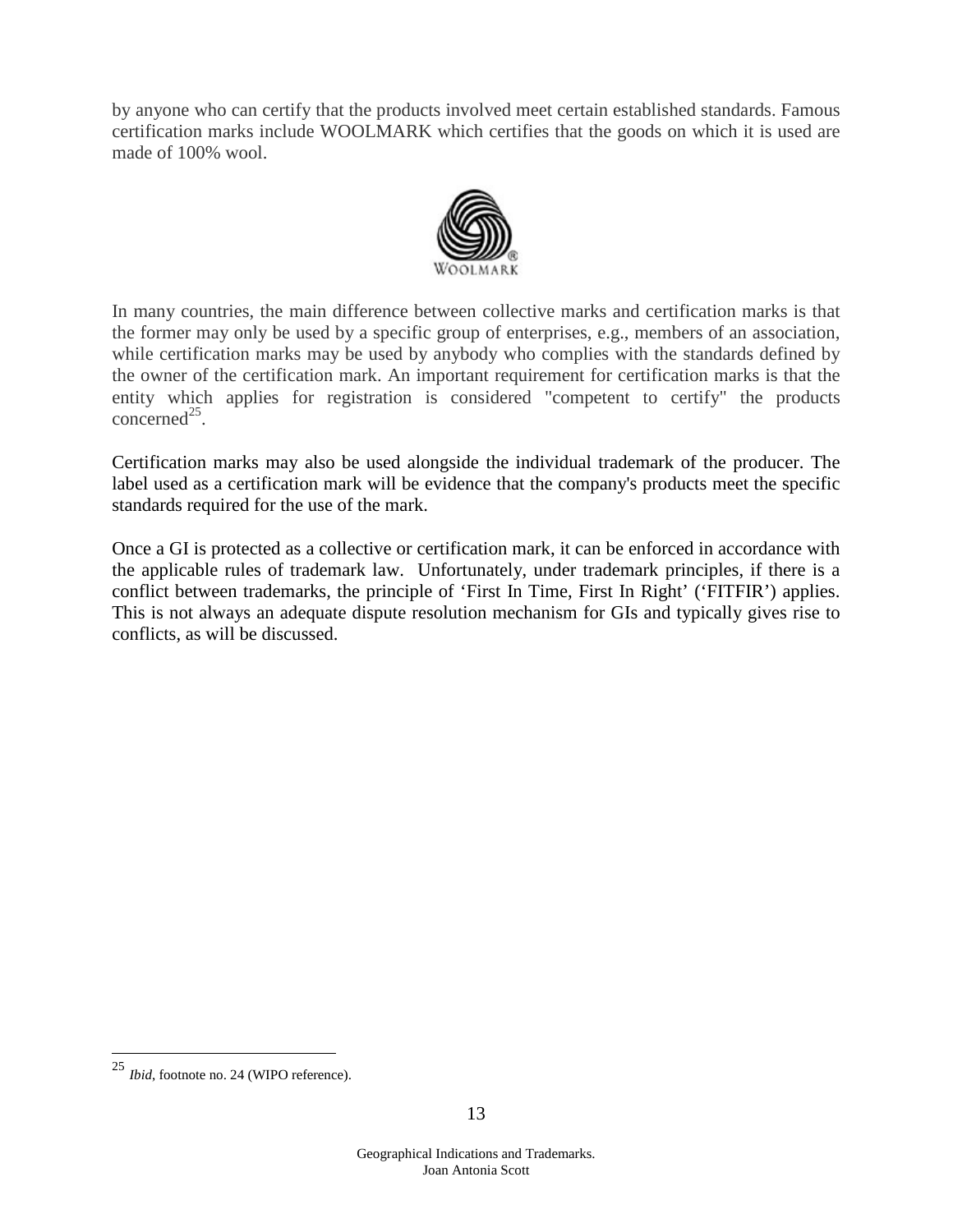by anyone who can certify that the products involved meet certain established standards. Famous certification marks include WOOLMARK which certifies that the goods on which it is used are made of 100% wool.

In many countries, the main difference between collective marks and certification marks is that the former may only be used by a specific group of enterprises, e.g., members of an association, while certification marks may be used by anybody who complies with the standards defined by the owner of the certification mark. An important requirement for certification marks is that the entity which applies for registration is considered "competent to certify" the products concerned[25].

Certification marks may also be used alongside the individual trademark of the producer. The label used as a certification mark will be evidence that the company's products meet the specific standards required for the use of the mark.

Once a GI is protected as a collective or certification mark, it can be enforced in accordance with the applicable rules of trademark law. Unfortunately, under trademark principles, if there is a conflict between trademarks, the principle of 'First In Time, First In Right' ('FITFIR') applies. This is not always an adequate dispute resolution mechanism for GIs and typically gives rise to conflicts, as will be discussed.

---

[25] *Ibid*, footnote no. 24 (WIPO reference).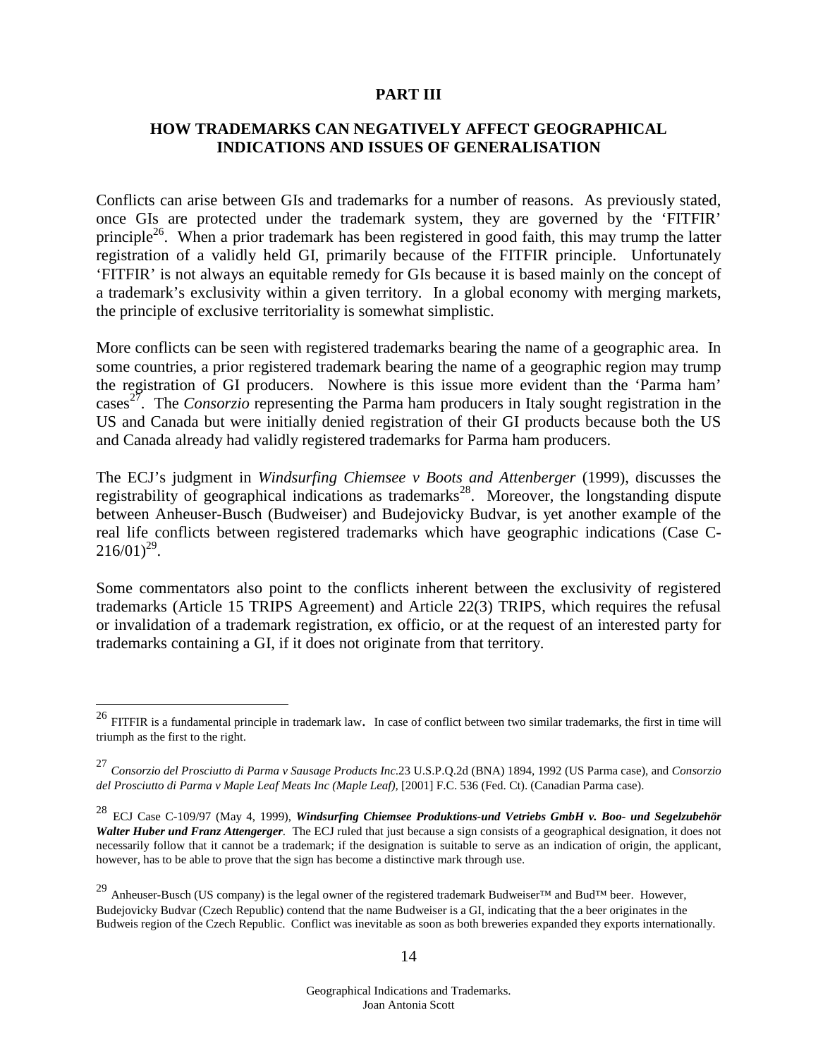# PART III

## HOW TRADEMARKS CAN NEGATIVELY AFFECT GEOGRAPHICAL INDICATIONS AND ISSUES OF GENERALISATION

Conflicts can arise between GIs and trademarks for a number of reasons. As previously stated, once GIs are protected under the trademark system, they are governed by the 'FITFIR' principle[26]. When a prior trademark has been registered in good faith, this may trump the latter registration of a validly held GI, primarily because of the FITFIR principle. Unfortunately 'FITFIR' is not always an equitable remedy for GIs because it is based mainly on the concept of a trademark's exclusivity within a given territory. In a global economy with merging markets, the principle of exclusive territoriality is somewhat simplistic.

More conflicts can be seen with registered trademarks bearing the name of a geographic area. In some countries, a prior registered trademark bearing the name of a geographic region may trump the registration of GI producers. Nowhere is this issue more evident than the 'Parma ham' cases[27]. The *Consorzio* representing the Parma ham producers in Italy sought registration in the US and Canada but were initially denied registration of their GI products because both the US and Canada already had validly registered trademarks for Parma ham producers.

The ECJ's judgment in *Windsurfing Chiemsee v Boots and Attenberger* (1999), discusses the registrability of geographical indications as trademarks[28]. Moreover, the longstanding dispute between Anheuser-Busch (Budweiser) and Budejovicky Budvar, is yet another example of the real life conflicts between registered trademarks which have geographic indications (Case C-216/01)[29].

Some commentators also point to the conflicts inherent between the exclusivity of registered trademarks (Article 15 TRIPS Agreement) and Article 22(3) TRIPS, which requires the refusal or invalidation of a trademark registration, ex officio, or at the request of an interested party for trademarks containing a GI, if it does not originate from that territory.

---

[26] FITFIR is a fundamental principle in trademark law. In case of conflict between two similar trademarks, the first in time will triumph as the first to the right.

[27] *Consorzio del Prosciutto di Parma v Sausage Products Inc*.23 U.S.P.Q.2d (BNA) 1894, 1992 (US Parma case), and *Consorzio del Prosciutto di Parma v Maple Leaf Meats Inc (Maple Leaf)*, [2001] F.C. 536 (Fed. Ct). (Canadian Parma case).

[28] ECJ Case C-109/97 (May 4, 1999), ***Windsurfing Chiemsee Produktions-und Vetriebs GmbH v. Boo- und Segelzubehör Walter Huber und Franz Attengerger***. The ECJ ruled that just because a sign consists of a geographical designation, it does not necessarily follow that it cannot be a trademark; if the designation is suitable to serve as an indication of origin, the applicant, however, has to be able to prove that the sign has become a distinctive mark through use.

[29] Anheuser-Busch (US company) is the legal owner of the registered trademark Budweiser™ and Bud™ beer. However, Budejovicky Budvar (Czech Republic) contend that the name Budweiser is a GI, indicating that the a beer originates in the Budweis region of the Czech Republic. Conflict was inevitable as soon as both breweries expanded they exports internationally.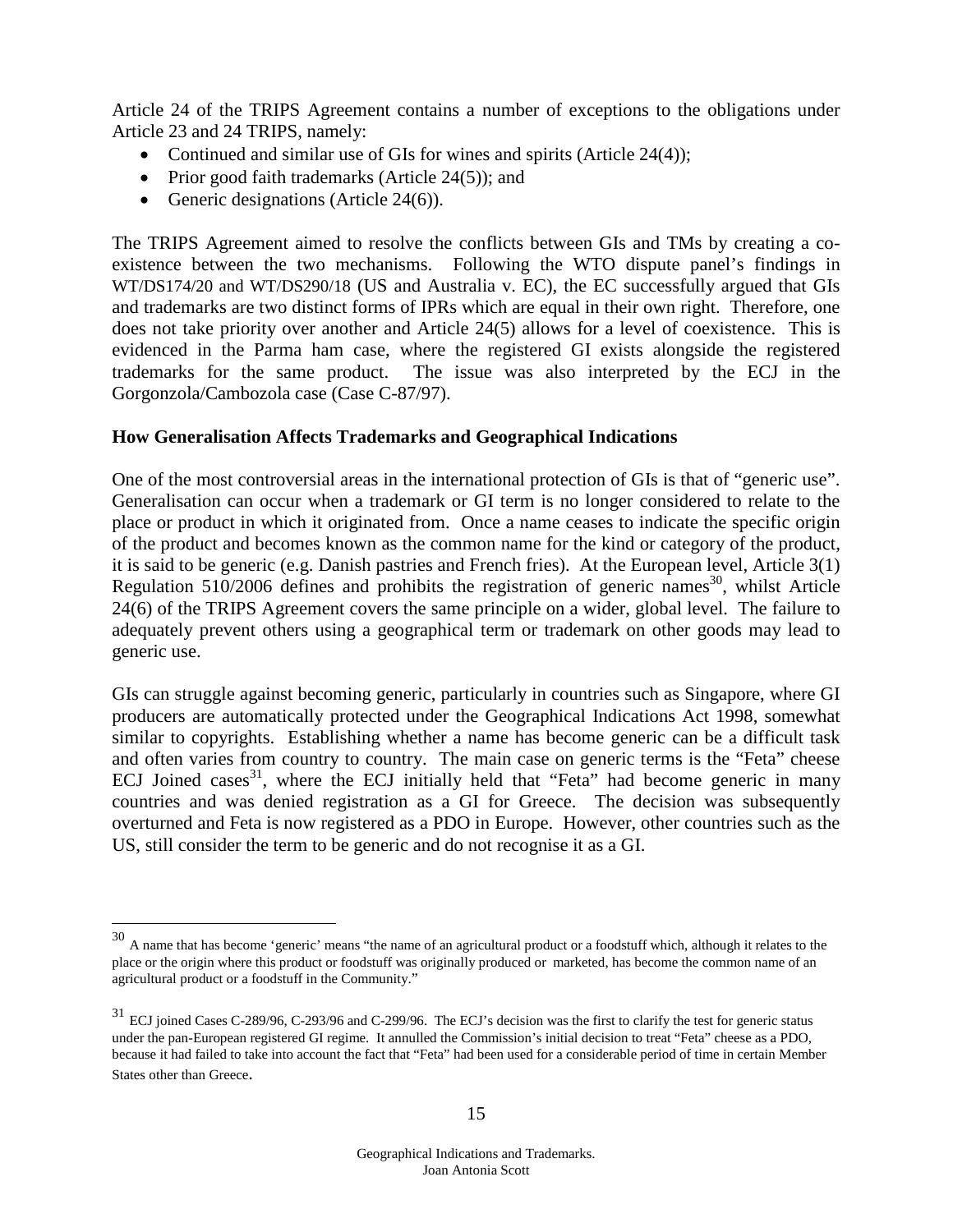Article 24 of the TRIPS Agreement contains a number of exceptions to the obligations under Article 23 and 24 TRIPS, namely:

- Continued and similar use of GIs for wines and spirits (Article 24(4));
- Prior good faith trademarks (Article 24(5)); and
- Generic designations (Article 24(6)).

The TRIPS Agreement aimed to resolve the conflicts between GIs and TMs by creating a co-existence between the two mechanisms. Following the WTO dispute panel's findings in WT/DS174/20 and WT/DS290/18 (US and Australia v. EC), the EC successfully argued that GIs and trademarks are two distinct forms of IPRs which are equal in their own right. Therefore, one does not take priority over another and Article 24(5) allows for a level of coexistence. This is evidenced in the Parma ham case, where the registered GI exists alongside the registered trademarks for the same product. The issue was also interpreted by the ECJ in the Gorgonzola/Cambozola case (Case C-87/97).

**How Generalisation Affects Trademarks and Geographical Indications**

One of the most controversial areas in the international protection of GIs is that of "generic use". Generalisation can occur when a trademark or GI term is no longer considered to relate to the place or product in which it originated from. Once a name ceases to indicate the specific origin of the product and becomes known as the common name for the kind or category of the product, it is said to be generic (e.g. Danish pastries and French fries). At the European level, Article 3(1) Regulation 510/2006 defines and prohibits the registration of generic names[30], whilst Article 24(6) of the TRIPS Agreement covers the same principle on a wider, global level. The failure to adequately prevent others using a geographical term or trademark on other goods may lead to generic use.

GIs can struggle against becoming generic, particularly in countries such as Singapore, where GI producers are automatically protected under the Geographical Indications Act 1998, somewhat similar to copyrights. Establishing whether a name has become generic can be a difficult task and often varies from country to country. The main case on generic terms is the "Feta" cheese ECJ Joined cases[31], where the ECJ initially held that "Feta" had become generic in many countries and was denied registration as a GI for Greece. The decision was subsequently overturned and Feta is now registered as a PDO in Europe. However, other countries such as the US, still consider the term to be generic and do not recognise it as a GI.

---

[30] A name that has become 'generic' means "the name of an agricultural product or a foodstuff which, although it relates to the place or the origin where this product or foodstuff was originally produced or marketed, has become the common name of an agricultural product or a foodstuff in the Community."

[31] ECJ joined Cases C-289/96, C-293/96 and C-299/96. The ECJ's decision was the first to clarify the test for generic status under the pan-European registered GI regime. It annulled the Commission's initial decision to treat "Feta" cheese as a PDO, because it had failed to take into account the fact that "Feta" had been used for a considerable period of time in certain Member States other than Greece.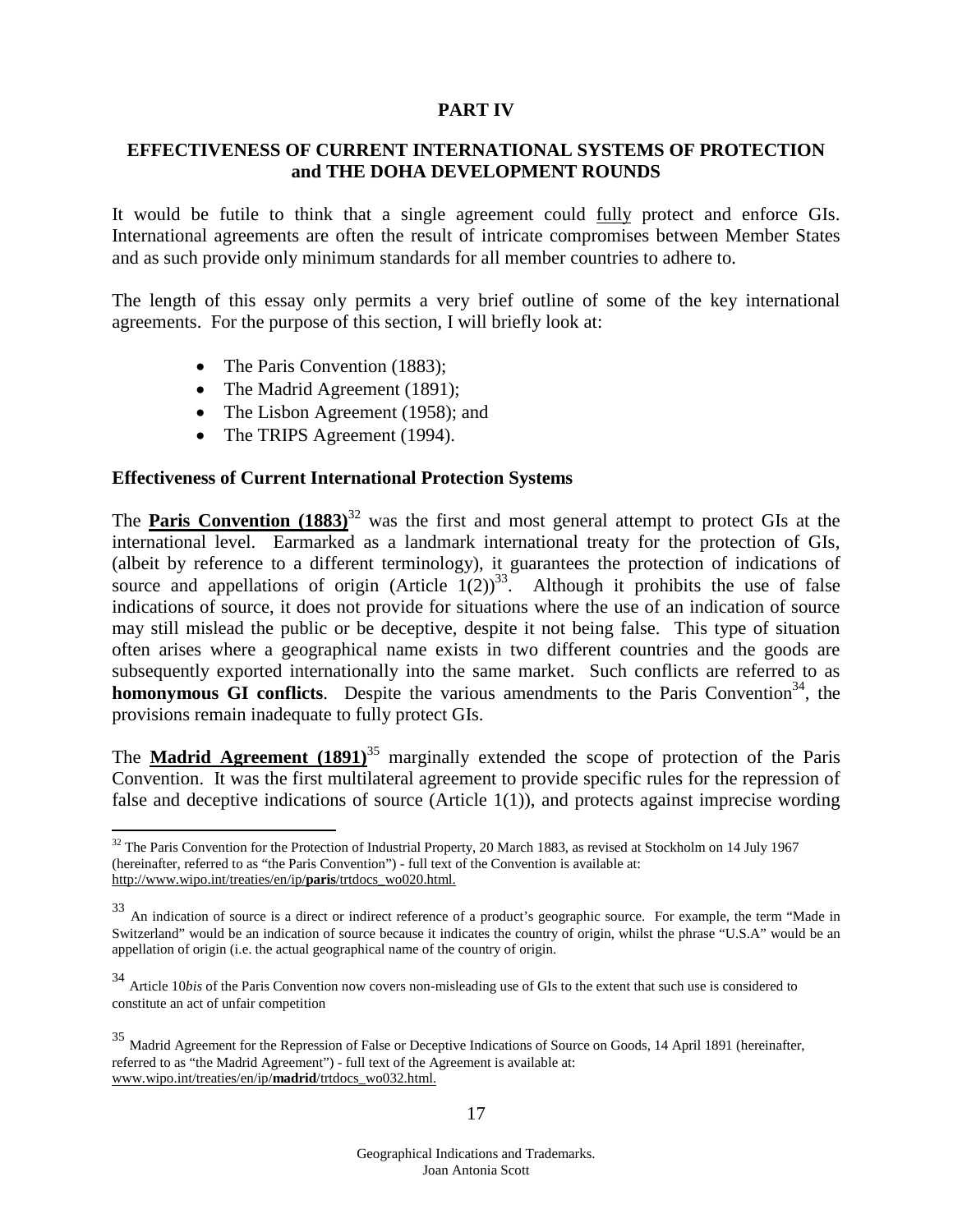# PART IV

## EFFECTIVENESS OF CURRENT INTERNATIONAL SYSTEMS OF PROTECTION and THE DOHA DEVELOPMENT ROUNDS

It would be futile to think that a single agreement could fully protect and enforce GIs. International agreements are often the result of intricate compromises between Member States and as such provide only minimum standards for all member countries to adhere to.

The length of this essay only permits a very brief outline of some of the key international agreements. For the purpose of this section, I will briefly look at:

- The Paris Convention (1883);
- The Madrid Agreement (1891);
- The Lisbon Agreement (1958); and
- The TRIPS Agreement (1994).

### Effectiveness of Current International Protection Systems

The **Paris Convention (1883)**[32] was the first and most general attempt to protect GIs at the international level. Earmarked as a landmark international treaty for the protection of GIs, (albeit by reference to a different terminology), it guarantees the protection of indications of source and appellations of origin (Article 1(2))[33]. Although it prohibits the use of false indications of source, it does not provide for situations where the use of an indication of source may still mislead the public or be deceptive, despite it not being false. This type of situation often arises where a geographical name exists in two different countries and the goods are subsequently exported internationally into the same market. Such conflicts are referred to as **homonymous GI conflicts**. Despite the various amendments to the Paris Convention[34], the provisions remain inadequate to fully protect GIs.

The **Madrid Agreement (1891)**[35] marginally extended the scope of protection of the Paris Convention. It was the first multilateral agreement to provide specific rules for the repression of false and deceptive indications of source (Article 1(1)), and protects against imprecise wording

---

[32] The Paris Convention for the Protection of Industrial Property, 20 March 1883, as revised at Stockholm on 14 July 1967 (hereinafter, referred to as "the Paris Convention") - full text of the Convention is available at: http://www.wipo.int/treaties/en/ip/**paris**/trtdocs_wo020.html.

[33] An indication of source is a direct or indirect reference of a product's geographic source. For example, the term "Made in Switzerland" would be an indication of source because it indicates the country of origin, whilst the phrase "U.S.A" would be an appellation of origin (i.e. the actual geographical name of the country of origin.

[34] Article 10*bis* of the Paris Convention now covers non-misleading use of GIs to the extent that such use is considered to constitute an act of unfair competition

[35] Madrid Agreement for the Repression of False or Deceptive Indications of Source on Goods, 14 April 1891 (hereinafter, referred to as "the Madrid Agreement") - full text of the Agreement is available at: www.wipo.int/treaties/en/ip/**madrid**/trtdocs_wo032.html.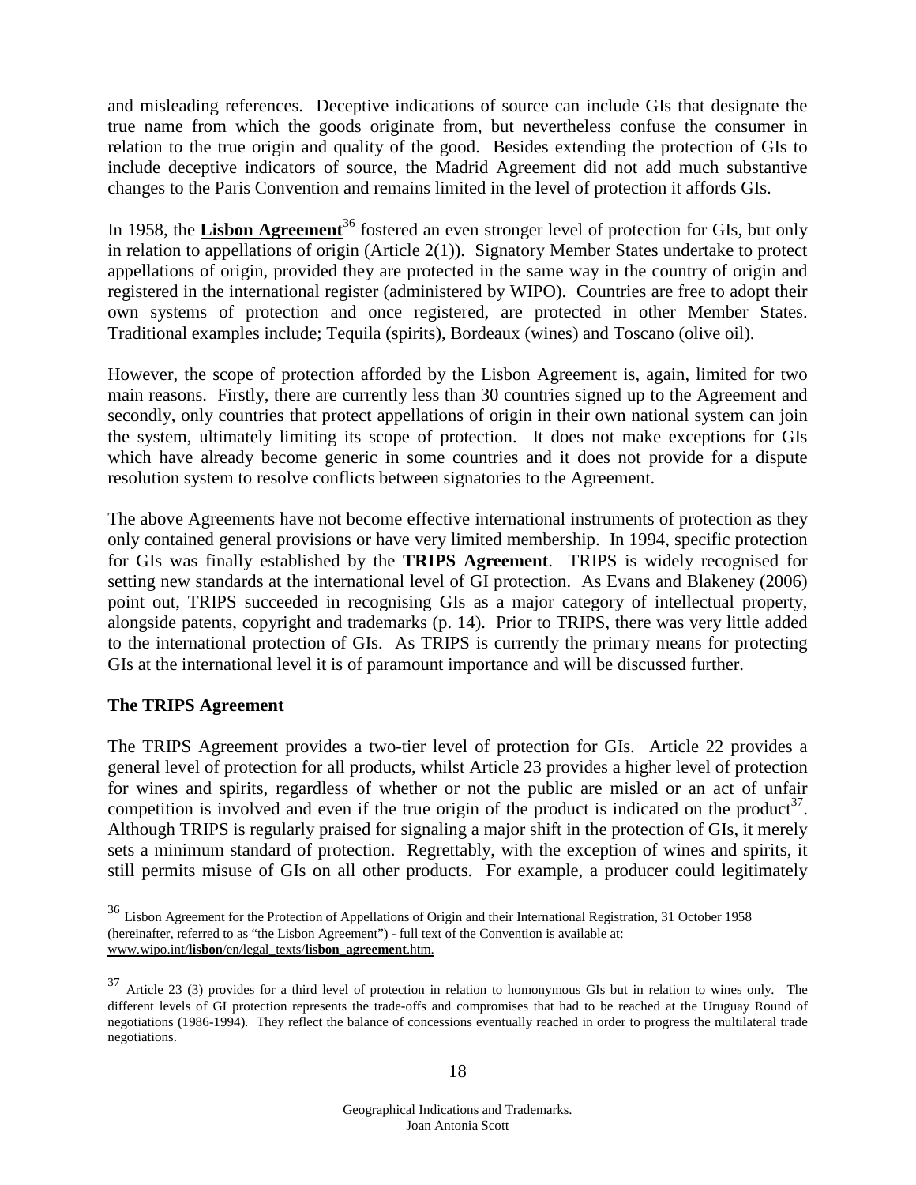and misleading references. Deceptive indications of source can include GIs that designate the true name from which the goods originate from, but nevertheless confuse the consumer in relation to the true origin and quality of the good. Besides extending the protection of GIs to include deceptive indicators of source, the Madrid Agreement did not add much substantive changes to the Paris Convention and remains limited in the level of protection it affords GIs.

In 1958, the **Lisbon Agreement**[36] fostered an even stronger level of protection for GIs, but only in relation to appellations of origin (Article 2(1)). Signatory Member States undertake to protect appellations of origin, provided they are protected in the same way in the country of origin and registered in the international register (administered by WIPO). Countries are free to adopt their own systems of protection and once registered, are protected in other Member States. Traditional examples include; Tequila (spirits), Bordeaux (wines) and Toscano (olive oil).

However, the scope of protection afforded by the Lisbon Agreement is, again, limited for two main reasons. Firstly, there are currently less than 30 countries signed up to the Agreement and secondly, only countries that protect appellations of origin in their own national system can join the system, ultimately limiting its scope of protection. It does not make exceptions for GIs which have already become generic in some countries and it does not provide for a dispute resolution system to resolve conflicts between signatories to the Agreement.

The above Agreements have not become effective international instruments of protection as they only contained general provisions or have very limited membership. In 1994, specific protection for GIs was finally established by the **TRIPS Agreement**. TRIPS is widely recognised for setting new standards at the international level of GI protection. As Evans and Blakeney (2006) point out, TRIPS succeeded in recognising GIs as a major category of intellectual property, alongside patents, copyright and trademarks (p. 14). Prior to TRIPS, there was very little added to the international protection of GIs. As TRIPS is currently the primary means for protecting GIs at the international level it is of paramount importance and will be discussed further.

**The TRIPS Agreement**

The TRIPS Agreement provides a two-tier level of protection for GIs. Article 22 provides a general level of protection for all products, whilst Article 23 provides a higher level of protection for wines and spirits, regardless of whether or not the public are misled or an act of unfair competition is involved and even if the true origin of the product is indicated on the product[37]. Although TRIPS is regularly praised for signaling a major shift in the protection of GIs, it merely sets a minimum standard of protection. Regrettably, with the exception of wines and spirits, it still permits misuse of GIs on all other products. For example, a producer could legitimately

---

[36] Lisbon Agreement for the Protection of Appellations of Origin and their International Registration, 31 October 1958 (hereinafter, referred to as "the Lisbon Agreement") - full text of the Convention is available at: www.wipo.int/**lisbon**/en/legal_texts/**lisbon_agreement**.htm.

[37] Article 23 (3) provides for a third level of protection in relation to homonymous GIs but in relation to wines only. The different levels of GI protection represents the trade-offs and compromises that had to be reached at the Uruguay Round of negotiations (1986-1994). They reflect the balance of concessions eventually reached in order to progress the multilateral trade negotiations.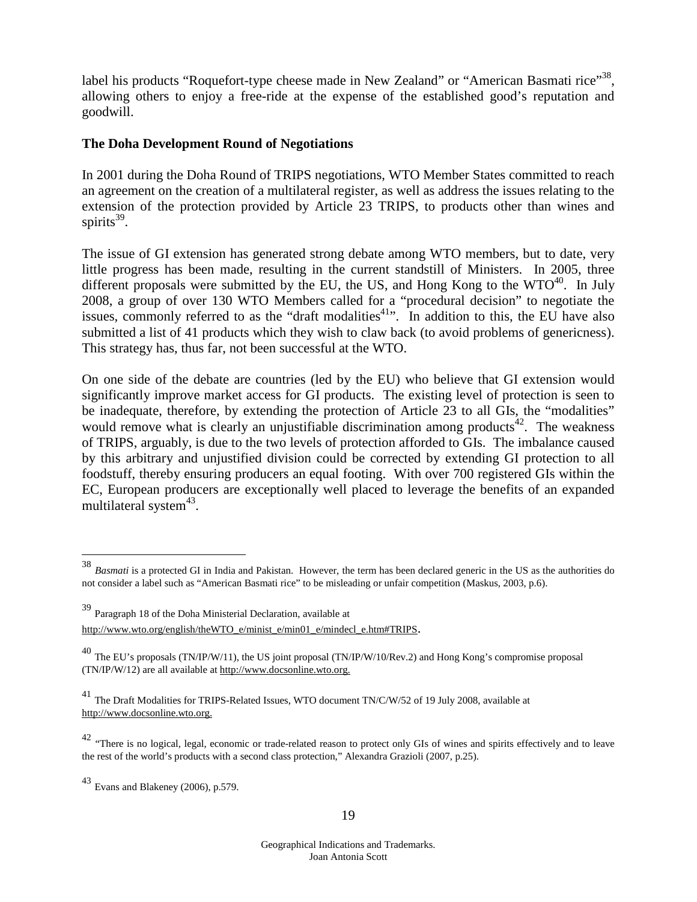label his products "Roquefort-type cheese made in New Zealand" or "American Basmati rice"[38], allowing others to enjoy a free-ride at the expense of the established good's reputation and goodwill.

**The Doha Development Round of Negotiations**

In 2001 during the Doha Round of TRIPS negotiations, WTO Member States committed to reach an agreement on the creation of a multilateral register, as well as address the issues relating to the extension of the protection provided by Article 23 TRIPS, to products other than wines and spirits[39].

The issue of GI extension has generated strong debate among WTO members, but to date, very little progress has been made, resulting in the current standstill of Ministers. In 2005, three different proposals were submitted by the EU, the US, and Hong Kong to the WTO[40]. In July 2008, a group of over 130 WTO Members called for a "procedural decision" to negotiate the issues, commonly referred to as the "draft modalities[41]". In addition to this, the EU have also submitted a list of 41 products which they wish to claw back (to avoid problems of genericness). This strategy has, thus far, not been successful at the WTO.

On one side of the debate are countries (led by the EU) who believe that GI extension would significantly improve market access for GI products. The existing level of protection is seen to be inadequate, therefore, by extending the protection of Article 23 to all GIs, the "modalities" would remove what is clearly an unjustifiable discrimination among products[42]. The weakness of TRIPS, arguably, is due to the two levels of protection afforded to GIs. The imbalance caused by this arbitrary and unjustified division could be corrected by extending GI protection to all foodstuff, thereby ensuring producers an equal footing. With over 700 registered GIs within the EC, European producers are exceptionally well placed to leverage the benefits of an expanded multilateral system[43].

---

[38] *Basmati* is a protected GI in India and Pakistan. However, the term has been declared generic in the US as the authorities do not consider a label such as "American Basmati rice" to be misleading or unfair competition (Maskus, 2003, p.6).

[39] Paragraph 18 of the Doha Ministerial Declaration, available at http://www.wto.org/english/theWTO_e/minist_e/min01_e/mindecl_e.htm#TRIPS.

[40] The EU's proposals (TN/IP/W/11), the US joint proposal (TN/IP/W/10/Rev.2) and Hong Kong's compromise proposal (TN/IP/W/12) are all available at http://www.docsonline.wto.org.

[41] The Draft Modalities for TRIPS-Related Issues, WTO document TN/C/W/52 of 19 July 2008, available at http://www.docsonline.wto.org.

[42] "There is no logical, legal, economic or trade-related reason to protect only GIs of wines and spirits effectively and to leave the rest of the world's products with a second class protection," Alexandra Grazioli (2007, p.25).

[43] Evans and Blakeney (2006), p.579.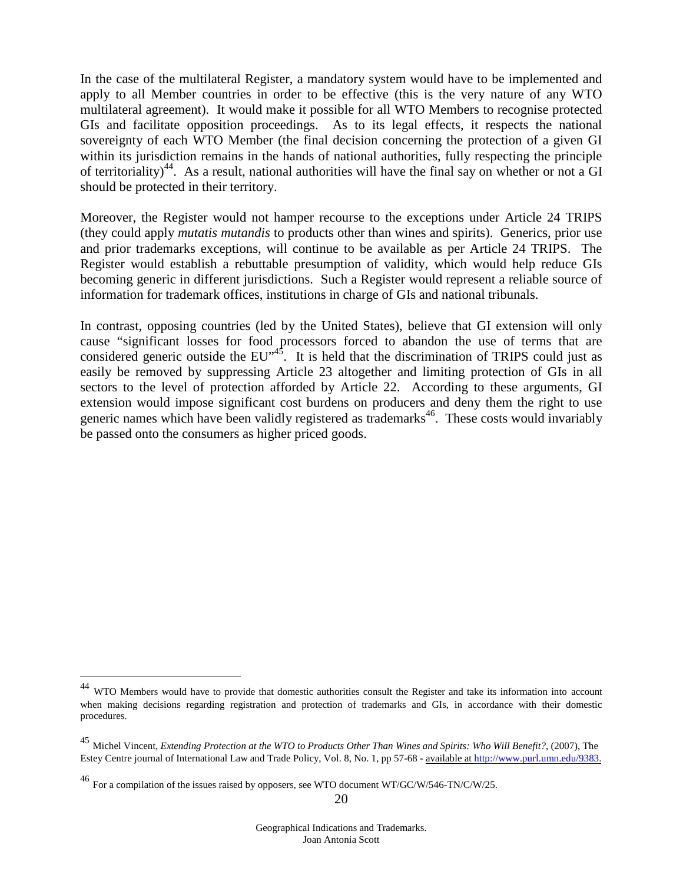In the case of the multilateral Register, a mandatory system would have to be implemented and apply to all Member countries in order to be effective (this is the very nature of any WTO multilateral agreement). It would make it possible for all WTO Members to recognise protected GIs and facilitate opposition proceedings. As to its legal effects, it respects the national sovereignty of each WTO Member (the final decision concerning the protection of a given GI within its jurisdiction remains in the hands of national authorities, fully respecting the principle of territoriality)[44]. As a result, national authorities will have the final say on whether or not a GI should be protected in their territory.

Moreover, the Register would not hamper recourse to the exceptions under Article 24 TRIPS (they could apply *mutatis mutandis* to products other than wines and spirits). Generics, prior use and prior trademarks exceptions, will continue to be available as per Article 24 TRIPS. The Register would establish a rebuttable presumption of validity, which would help reduce GIs becoming generic in different jurisdictions. Such a Register would represent a reliable source of information for trademark offices, institutions in charge of GIs and national tribunals.

In contrast, opposing countries (led by the United States), believe that GI extension will only cause "significant losses for food processors forced to abandon the use of terms that are considered generic outside the EU"[45]. It is held that the discrimination of TRIPS could just as easily be removed by suppressing Article 23 altogether and limiting protection of GIs in all sectors to the level of protection afforded by Article 22. According to these arguments, GI extension would impose significant cost burdens on producers and deny them the right to use generic names which have been validly registered as trademarks[46]. These costs would invariably be passed onto the consumers as higher priced goods.

---

[44] WTO Members would have to provide that domestic authorities consult the Register and take its information into account when making decisions regarding registration and protection of trademarks and GIs, in accordance with their domestic procedures.

[45] Michel Vincent, *Extending Protection at the WTO to Products Other Than Wines and Spirits: Who Will Benefit?*, (2007), The Estey Centre journal of International Law and Trade Policy, Vol. 8, No. 1, pp 57-68 - available at http://www.purl.umn.edu/9383.

[46] For a compilation of the issues raised by opposers, see WTO document WT/GC/W/546-TN/C/W/25.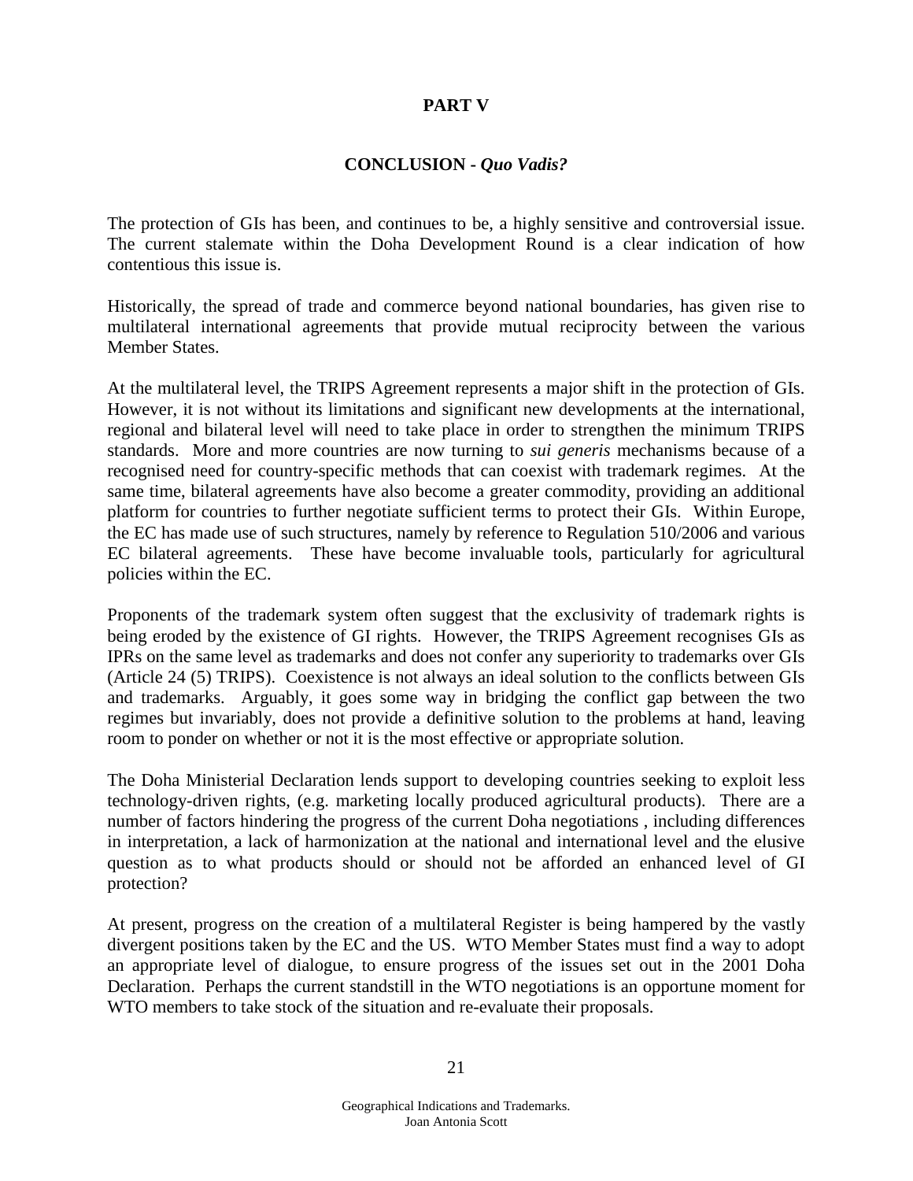# PART V

## CONCLUSION - *Quo Vadis?*

The protection of GIs has been, and continues to be, a highly sensitive and controversial issue. The current stalemate within the Doha Development Round is a clear indication of how contentious this issue is.

Historically, the spread of trade and commerce beyond national boundaries, has given rise to multilateral international agreements that provide mutual reciprocity between the various Member States.

At the multilateral level, the TRIPS Agreement represents a major shift in the protection of GIs. However, it is not without its limitations and significant new developments at the international, regional and bilateral level will need to take place in order to strengthen the minimum TRIPS standards. More and more countries are now turning to *sui generis* mechanisms because of a recognised need for country-specific methods that can coexist with trademark regimes. At the same time, bilateral agreements have also become a greater commodity, providing an additional platform for countries to further negotiate sufficient terms to protect their GIs. Within Europe, the EC has made use of such structures, namely by reference to Regulation 510/2006 and various EC bilateral agreements. These have become invaluable tools, particularly for agricultural policies within the EC.

Proponents of the trademark system often suggest that the exclusivity of trademark rights is being eroded by the existence of GI rights. However, the TRIPS Agreement recognises GIs as IPRs on the same level as trademarks and does not confer any superiority to trademarks over GIs (Article 24 (5) TRIPS). Coexistence is not always an ideal solution to the conflicts between GIs and trademarks. Arguably, it goes some way in bridging the conflict gap between the two regimes but invariably, does not provide a definitive solution to the problems at hand, leaving room to ponder on whether or not it is the most effective or appropriate solution.

The Doha Ministerial Declaration lends support to developing countries seeking to exploit less technology-driven rights, (e.g. marketing locally produced agricultural products). There are a number of factors hindering the progress of the current Doha negotiations , including differences in interpretation, a lack of harmonization at the national and international level and the elusive question as to what products should or should not be afforded an enhanced level of GI protection?

At present, progress on the creation of a multilateral Register is being hampered by the vastly divergent positions taken by the EC and the US. WTO Member States must find a way to adopt an appropriate level of dialogue, to ensure progress of the issues set out in the 2001 Doha Declaration. Perhaps the current standstill in the WTO negotiations is an opportune moment for WTO members to take stock of the situation and re-evaluate their proposals.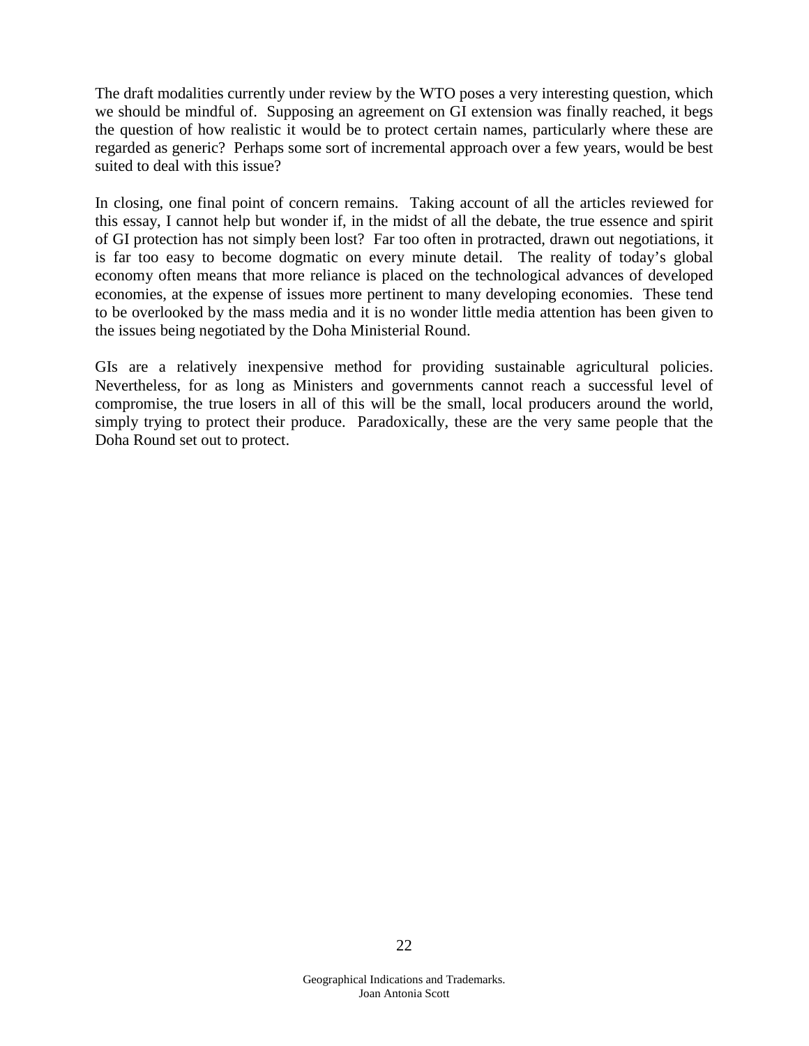The draft modalities currently under review by the WTO poses a very interesting question, which we should be mindful of. Supposing an agreement on GI extension was finally reached, it begs the question of how realistic it would be to protect certain names, particularly where these are regarded as generic? Perhaps some sort of incremental approach over a few years, would be best suited to deal with this issue?

In closing, one final point of concern remains. Taking account of all the articles reviewed for this essay, I cannot help but wonder if, in the midst of all the debate, the true essence and spirit of GI protection has not simply been lost? Far too often in protracted, drawn out negotiations, it is far too easy to become dogmatic on every minute detail. The reality of today's global economy often means that more reliance is placed on the technological advances of developed economies, at the expense of issues more pertinent to many developing economies. These tend to be overlooked by the mass media and it is no wonder little media attention has been given to the issues being negotiated by the Doha Ministerial Round.

GIs are a relatively inexpensive method for providing sustainable agricultural policies. Nevertheless, for as long as Ministers and governments cannot reach a successful level of compromise, the true losers in all of this will be the small, local producers around the world, simply trying to protect their produce. Paradoxically, these are the very same people that the Doha Round set out to protect.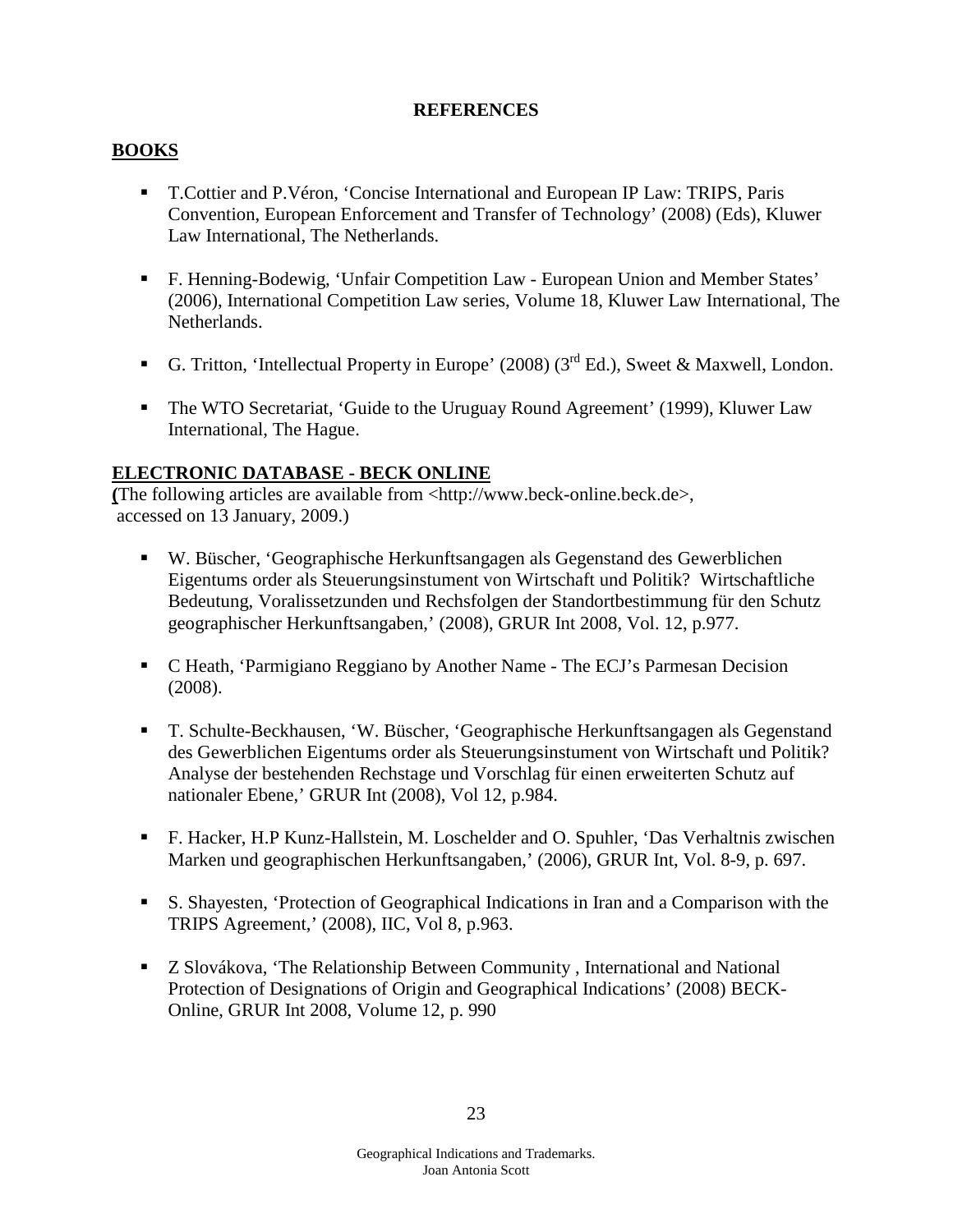# REFERENCES

## BOOKS

- T.Cottier and P.Véron, 'Concise International and European IP Law: TRIPS, Paris Convention, European Enforcement and Transfer of Technology' (2008) (Eds), Kluwer Law International, The Netherlands.
- F. Henning-Bodewig, 'Unfair Competition Law - European Union and Member States' (2006), International Competition Law series, Volume 18, Kluwer Law International, The Netherlands.
- G. Tritton, 'Intellectual Property in Europe' (2008) (3rd Ed.), Sweet & Maxwell, London.
- The WTO Secretariat, 'Guide to the Uruguay Round Agreement' (1999), Kluwer Law International, The Hague.

## ELECTRONIC DATABASE - BECK ONLINE

**(**The following articles are available from <http://www.beck-online.beck.de>, accessed on 13 January, 2009.)

- W. Büscher, 'Geographische Herkunftsangagen als Gegenstand des Gewerblichen Eigentums order als Steuerungsinstument von Wirtschaft und Politik? Wirtschaftliche Bedeutung, Voralissetzunden und Rechsfolgen der Standortbestimmung für den Schutz geographischer Herkunftsangaben,' (2008), GRUR Int 2008, Vol. 12, p.977.
- C Heath, 'Parmigiano Reggiano by Another Name - The ECJ's Parmesan Decision (2008).
- T. Schulte-Beckhausen, 'W. Büscher, 'Geographische Herkunftsangagen als Gegenstand des Gewerblichen Eigentums order als Steuerungsinstument von Wirtschaft und Politik? Analyse der bestehenden Rechstage und Vorschlag für einen erweiterten Schutz auf nationaler Ebene,' GRUR Int (2008), Vol 12, p.984.
- F. Hacker, H.P Kunz-Hallstein, M. Loschelder and O. Spuhler, 'Das Verhaltnis zwischen Marken und geographischen Herkunftsangaben,' (2006), GRUR Int, Vol. 8-9, p. 697.
- S. Shayesten, 'Protection of Geographical Indications in Iran and a Comparison with the TRIPS Agreement,' (2008), IIC, Vol 8, p.963.
- Z Slovákova, 'The Relationship Between Community , International and National Protection of Designations of Origin and Geographical Indications' (2008) BECK-Online, GRUR Int 2008, Volume 12, p. 990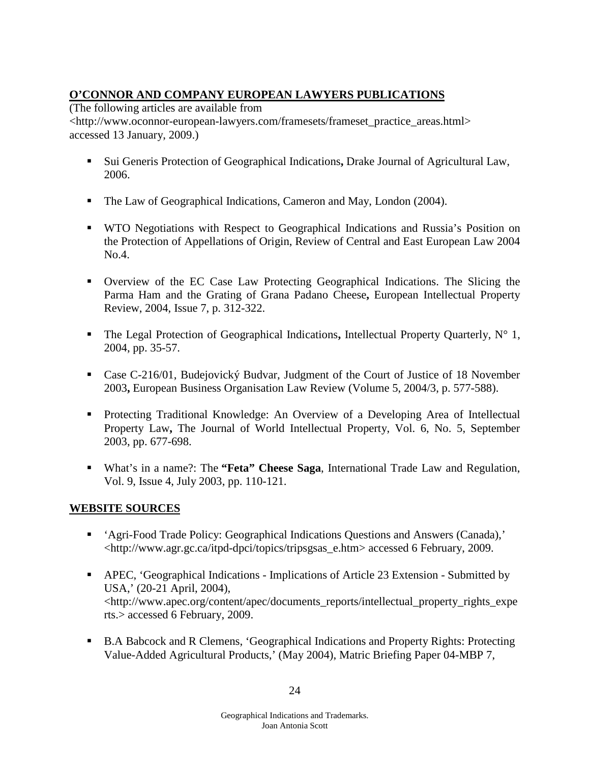## O'CONNOR AND COMPANY EUROPEAN LAWYERS PUBLICATIONS

(The following articles are available from <http://www.oconnor-european-lawyers.com/framesets/frameset_practice_areas.html> accessed 13 January, 2009.)

- Sui Generis Protection of Geographical Indications**,** Drake Journal of Agricultural Law, 2006.
- The Law of Geographical Indications, Cameron and May, London (2004).
- WTO Negotiations with Respect to Geographical Indications and Russia's Position on the Protection of Appellations of Origin, Review of Central and East European Law 2004 No.4.
- Overview of the EC Case Law Protecting Geographical Indications. The Slicing the Parma Ham and the Grating of Grana Padano Cheese**,** European Intellectual Property Review, 2004, Issue 7, p. 312-322.
- The Legal Protection of Geographical Indications**,** Intellectual Property Quarterly, N° 1, 2004, pp. 35-57.
- Case C-216/01, Budejovický Budvar, Judgment of the Court of Justice of 18 November 2003**,** European Business Organisation Law Review (Volume 5, 2004/3, p. 577-588).
- Protecting Traditional Knowledge: An Overview of a Developing Area of Intellectual Property Law**,** The Journal of World Intellectual Property, Vol. 6, No. 5, September 2003, pp. 677-698.
- What's in a name?: The **"Feta" Cheese Saga**, International Trade Law and Regulation, Vol. 9, Issue 4, July 2003, pp. 110-121.

## WEBSITE SOURCES

- 'Agri-Food Trade Policy: Geographical Indications Questions and Answers (Canada),' <http://www.agr.gc.ca/itpd-dpci/topics/tripsgsas_e.htm> accessed 6 February, 2009.
- APEC, 'Geographical Indications - Implications of Article 23 Extension - Submitted by USA,' (20-21 April, 2004), <http://www.apec.org/content/apec/documents_reports/intellectual_property_rights_experts.> accessed 6 February, 2009.
- B.A Babcock and R Clemens, 'Geographical Indications and Property Rights: Protecting Value-Added Agricultural Products,' (May 2004), Matric Briefing Paper 04-MBP 7,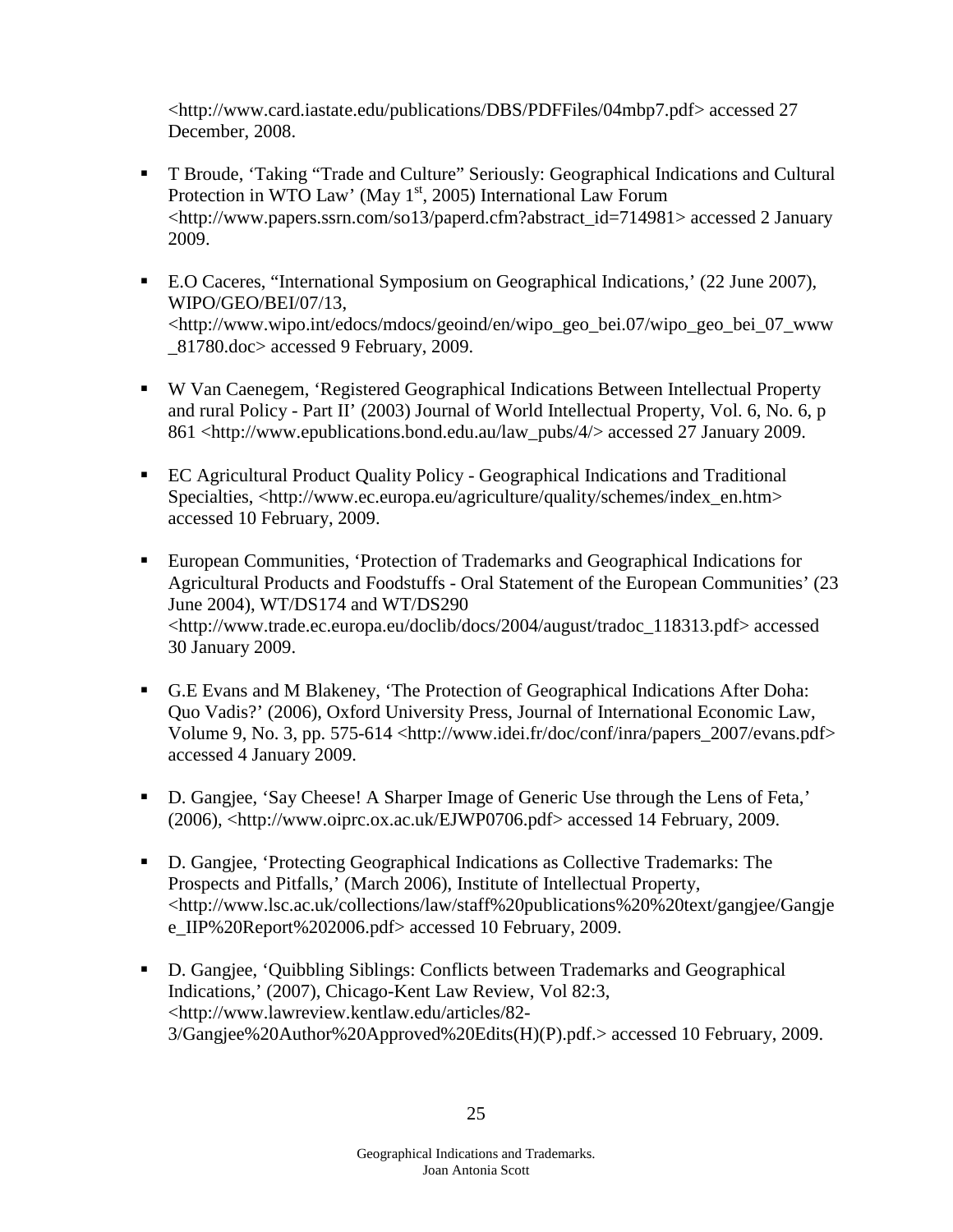<http://www.card.iastate.edu/publications/DBS/PDFFiles/04mbp7.pdf> accessed 27 December, 2008.

- T Broude, 'Taking "Trade and Culture" Seriously: Geographical Indications and Cultural Protection in WTO Law' (May 1st, 2005) International Law Forum <http://www.papers.ssrn.com/so13/paperd.cfm?abstract_id=714981> accessed 2 January 2009.

- E.O Caceres, "International Symposium on Geographical Indications,' (22 June 2007), WIPO/GEO/BEI/07/13, <http://www.wipo.int/edocs/mdocs/geoind/en/wipo_geo_bei.07/wipo_geo_bei_07_www_81780.doc> accessed 9 February, 2009.

- W Van Caenegem, 'Registered Geographical Indications Between Intellectual Property and rural Policy - Part II' (2003) Journal of World Intellectual Property, Vol. 6, No. 6, p 861 <http://www.epublications.bond.edu.au/law_pubs/4/> accessed 27 January 2009.

- EC Agricultural Product Quality Policy - Geographical Indications and Traditional Specialties, <http://www.ec.europa.eu/agriculture/quality/schemes/index_en.htm> accessed 10 February, 2009.

- European Communities, 'Protection of Trademarks and Geographical Indications for Agricultural Products and Foodstuffs - Oral Statement of the European Communities' (23 June 2004), WT/DS174 and WT/DS290 <http://www.trade.ec.europa.eu/doclib/docs/2004/august/tradoc_118313.pdf> accessed 30 January 2009.

- G.E Evans and M Blakeney, 'The Protection of Geographical Indications After Doha: Quo Vadis?' (2006), Oxford University Press, Journal of International Economic Law, Volume 9, No. 3, pp. 575-614 <http://www.idei.fr/doc/conf/inra/papers_2007/evans.pdf> accessed 4 January 2009.

- D. Gangjee, 'Say Cheese! A Sharper Image of Generic Use through the Lens of Feta,' (2006), <http://www.oiprc.ox.ac.uk/EJWP0706.pdf> accessed 14 February, 2009.

- D. Gangjee, 'Protecting Geographical Indications as Collective Trademarks: The Prospects and Pitfalls,' (March 2006), Institute of Intellectual Property, <http://www.lsc.ac.uk/collections/law/staff%20publications%20%20text/gangjee/Gangjee_IIP%20Report%202006.pdf> accessed 10 February, 2009.

- D. Gangjee, 'Quibbling Siblings: Conflicts between Trademarks and Geographical Indications,' (2007), Chicago-Kent Law Review, Vol 82:3, <http://www.lawreview.kentlaw.edu/articles/82-3/Gangjee%20Author%20Approved%20Edits(H)(P).pdf.> accessed 10 February, 2009.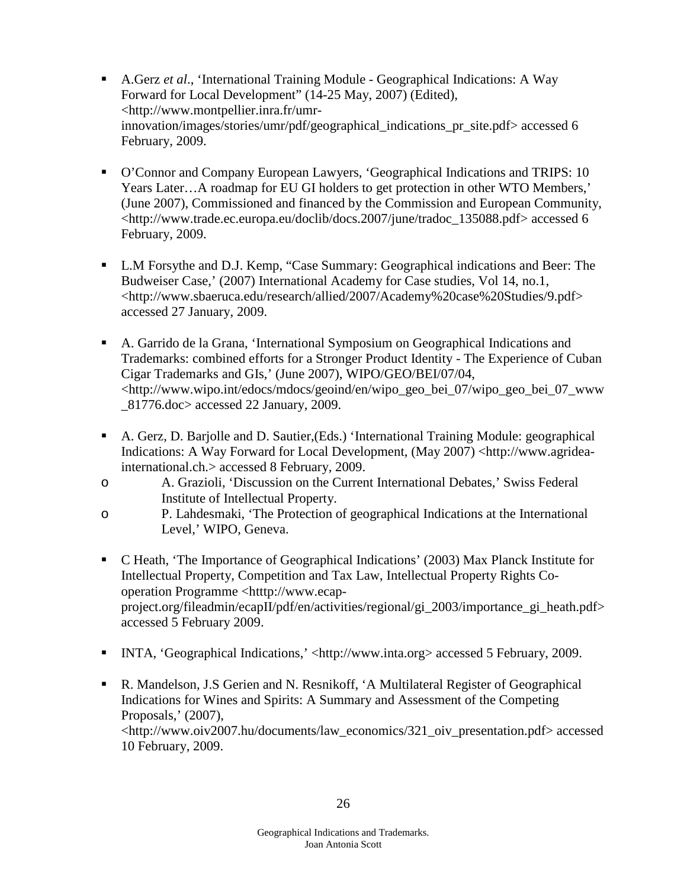- A.Gerz *et al*., 'International Training Module - Geographical Indications: A Way Forward for Local Development" (14-25 May, 2007) (Edited), <http://www.montpellier.inra.fr/umr-innovation/images/stories/umr/pdf/geographical_indications_pr_site.pdf> accessed 6 February, 2009.

- O'Connor and Company European Lawyers, 'Geographical Indications and TRIPS: 10 Years Later…A roadmap for EU GI holders to get protection in other WTO Members,' (June 2007), Commissioned and financed by the Commission and European Community, <http://www.trade.ec.europa.eu/doclib/docs.2007/june/tradoc_135088.pdf> accessed 6 February, 2009.

- L.M Forsythe and D.J. Kemp, "Case Summary: Geographical indications and Beer: The Budweiser Case,' (2007) International Academy for Case studies, Vol 14, no.1, <http://www.sbaeruca.edu/research/allied/2007/Academy%20case%20Studies/9.pdf> accessed 27 January, 2009.

- A. Garrido de la Grana, 'International Symposium on Geographical Indications and Trademarks: combined efforts for a Stronger Product Identity - The Experience of Cuban Cigar Trademarks and GIs,' (June 2007), WIPO/GEO/BEI/07/04, <http://www.wipo.int/edocs/mdocs/geoind/en/wipo_geo_bei_07/wipo_geo_bei_07_www_81776.doc> accessed 22 January, 2009.

- A. Gerz, D. Barjolle and D. Sautier,(Eds.) 'International Training Module: geographical Indications: A Way Forward for Local Development, (May 2007) <http://www.agridea-international.ch.> accessed 8 February, 2009.
    - A. Grazioli, 'Discussion on the Current International Debates,' Swiss Federal Institute of Intellectual Property.
    - P. Lahdesmaki, 'The Protection of geographical Indications at the International Level,' WIPO, Geneva.

- C Heath, 'The Importance of Geographical Indications' (2003) Max Planck Institute for Intellectual Property, Competition and Tax Law, Intellectual Property Rights Co-operation Programme <htttp://www.ecap-project.org/fileadmin/ecapII/pdf/en/activities/regional/gi_2003/importance_gi_heath.pdf> accessed 5 February 2009.

- INTA, 'Geographical Indications,' <http://www.inta.org> accessed 5 February, 2009.

- R. Mandelson, J.S Gerien and N. Resnikoff, 'A Multilateral Register of Geographical Indications for Wines and Spirits: A Summary and Assessment of the Competing Proposals,' (2007), <http://www.oiv2007.hu/documents/law_economics/321_oiv_presentation.pdf> accessed 10 February, 2009.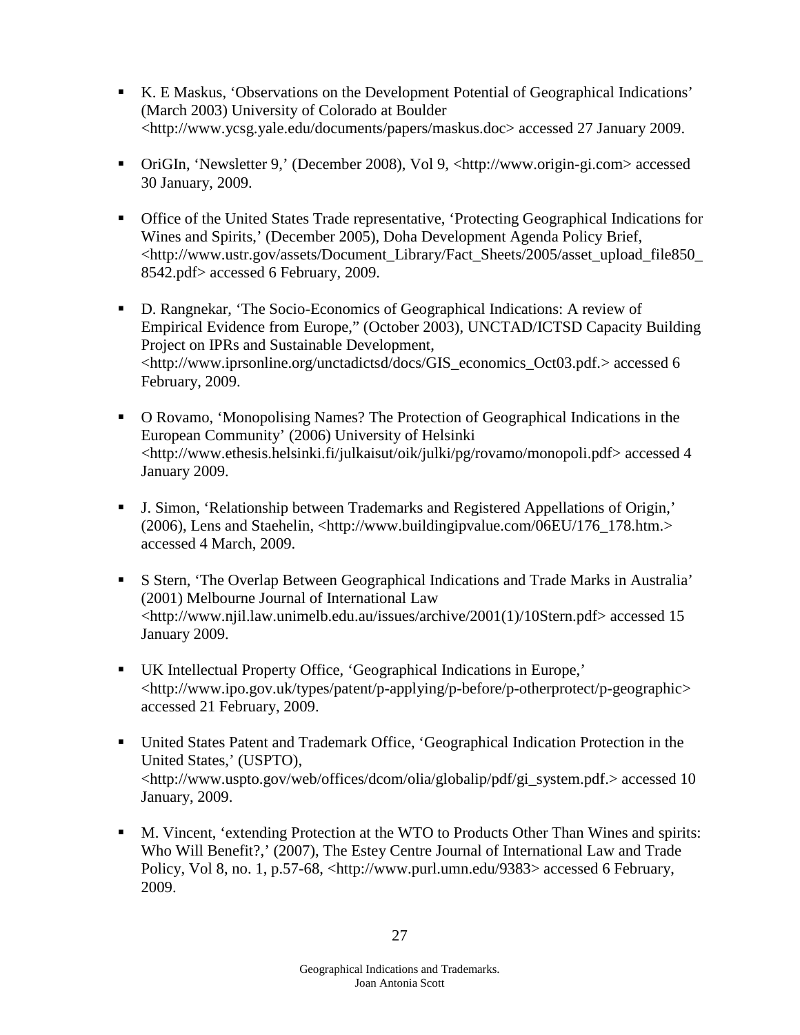- K. E Maskus, 'Observations on the Development Potential of Geographical Indications' (March 2003) University of Colorado at Boulder <http://www.ycsg.yale.edu/documents/papers/maskus.doc> accessed 27 January 2009.

- OriGIn, 'Newsletter 9,' (December 2008), Vol 9, <http://www.origin-gi.com> accessed 30 January, 2009.

- Office of the United States Trade representative, 'Protecting Geographical Indications for Wines and Spirits,' (December 2005), Doha Development Agenda Policy Brief, <http://www.ustr.gov/assets/Document_Library/Fact_Sheets/2005/asset_upload_file850_8542.pdf> accessed 6 February, 2009.

- D. Rangnekar, 'The Socio-Economics of Geographical Indications: A review of Empirical Evidence from Europe," (October 2003), UNCTAD/ICTSD Capacity Building Project on IPRs and Sustainable Development, <http://www.iprsonline.org/unctadictsd/docs/GIS_economics_Oct03.pdf.> accessed 6 February, 2009.

- O Rovamo, 'Monopolising Names? The Protection of Geographical Indications in the European Community' (2006) University of Helsinki <http://www.ethesis.helsinki.fi/julkaisut/oik/julki/pg/rovamo/monopoli.pdf> accessed 4 January 2009.

- J. Simon, 'Relationship between Trademarks and Registered Appellations of Origin,' (2006), Lens and Staehelin, <http://www.buildingipvalue.com/06EU/176_178.htm.> accessed 4 March, 2009.

- S Stern, 'The Overlap Between Geographical Indications and Trade Marks in Australia' (2001) Melbourne Journal of International Law <http://www.njil.law.unimelb.edu.au/issues/archive/2001(1)/10Stern.pdf> accessed 15 January 2009.

- UK Intellectual Property Office, 'Geographical Indications in Europe,' <http://www.ipo.gov.uk/types/patent/p-applying/p-before/p-otherprotect/p-geographic> accessed 21 February, 2009.

- United States Patent and Trademark Office, 'Geographical Indication Protection in the United States,' (USPTO), <http://www.uspto.gov/web/offices/dcom/olia/globalip/pdf/gi_system.pdf.> accessed 10 January, 2009.

- M. Vincent, 'extending Protection at the WTO to Products Other Than Wines and spirits: Who Will Benefit?,' (2007), The Estey Centre Journal of International Law and Trade Policy, Vol 8, no. 1, p.57-68, <http://www.purl.umn.edu/9383> accessed 6 February, 2009.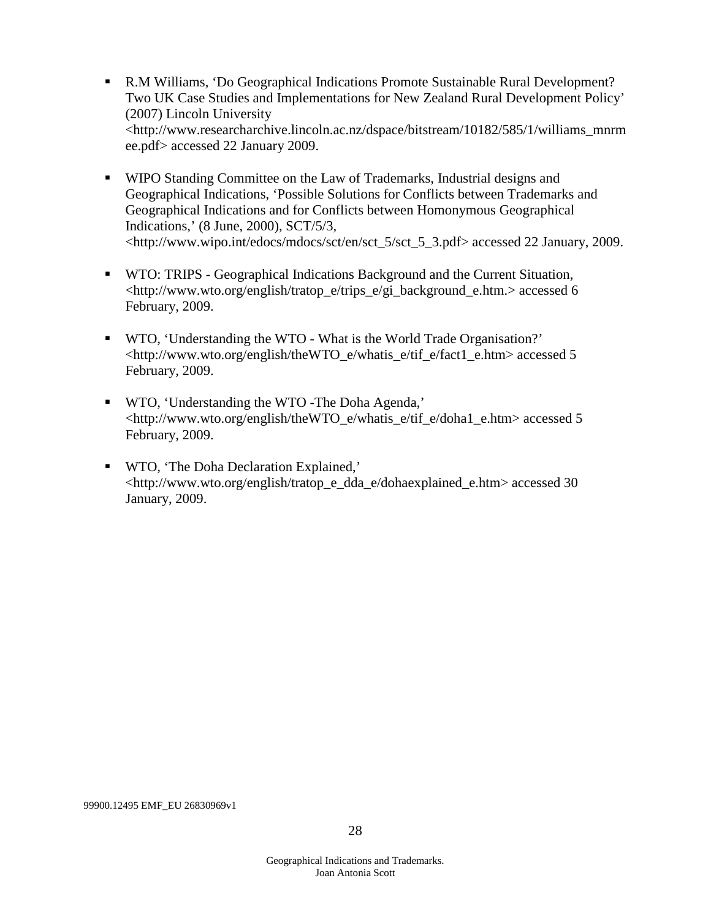- R.M Williams, 'Do Geographical Indications Promote Sustainable Rural Development? Two UK Case Studies and Implementations for New Zealand Rural Development Policy' (2007) Lincoln University <http://www.researcharchive.lincoln.ac.nz/dspace/bitstream/10182/585/1/williams_mnrmee.pdf> accessed 22 January 2009.

- WIPO Standing Committee on the Law of Trademarks, Industrial designs and Geographical Indications, 'Possible Solutions for Conflicts between Trademarks and Geographical Indications and for Conflicts between Homonymous Geographical Indications,' (8 June, 2000), SCT/5/3, <http://www.wipo.int/edocs/mdocs/sct/en/sct_5/sct_5_3.pdf> accessed 22 January, 2009.

- WTO: TRIPS - Geographical Indications Background and the Current Situation, <http://www.wto.org/english/tratop_e/trips_e/gi_background_e.htm.> accessed 6 February, 2009.

- WTO, 'Understanding the WTO - What is the World Trade Organisation?' <http://www.wto.org/english/theWTO_e/whatis_e/tif_e/fact1_e.htm> accessed 5 February, 2009.

- WTO, 'Understanding the WTO -The Doha Agenda,' <http://www.wto.org/english/theWTO_e/whatis_e/tif_e/doha1_e.htm> accessed 5 February, 2009.

- WTO, 'The Doha Declaration Explained,' <http://www.wto.org/english/tratop_e_dda_e/dohaexplained_e.htm> accessed 30 January, 2009.

99900.12495 EMF_EU 26830969v1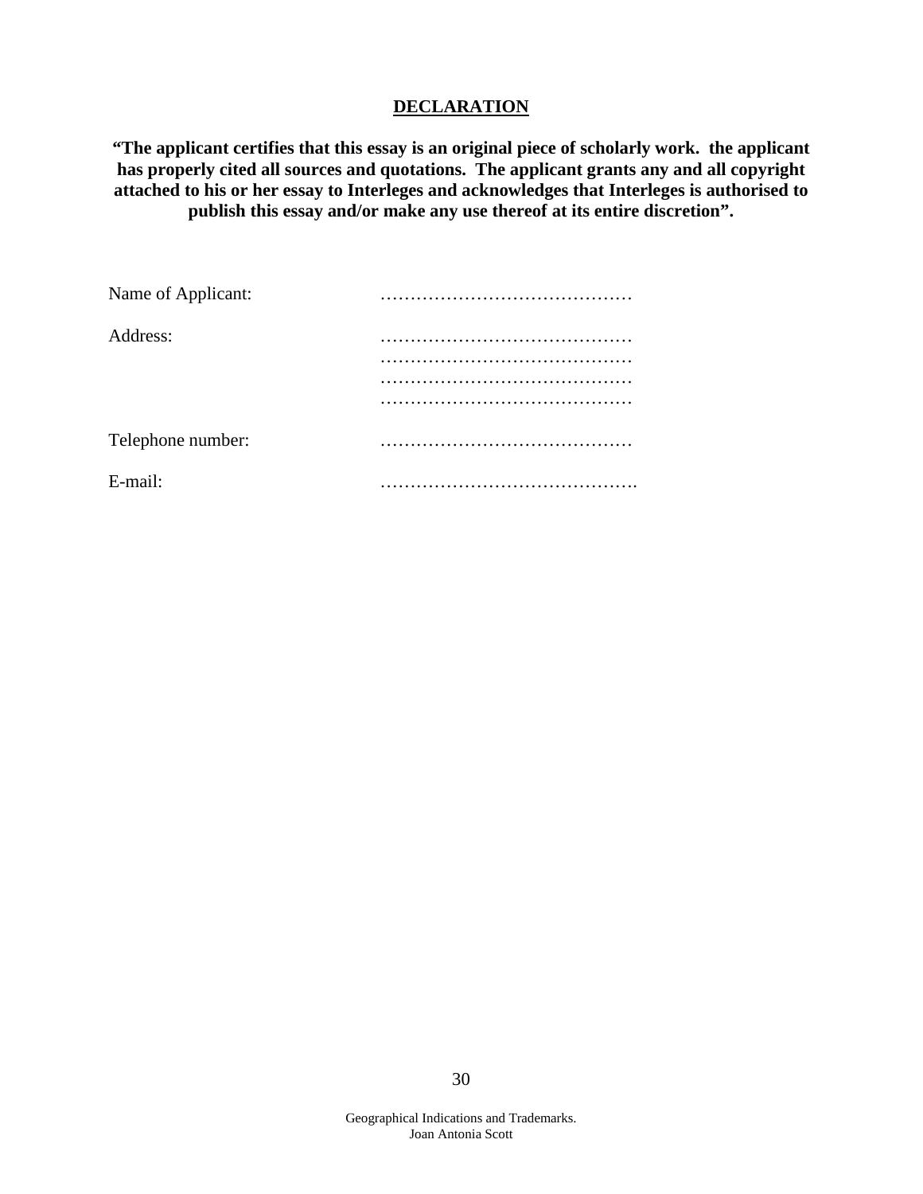## DECLARATION

**"The applicant certifies that this essay is an original piece of scholarly work. the applicant has properly cited all sources and quotations. The applicant grants any and all copyright attached to his or her essay to Interleges and acknowledges that Interleges is authorised to publish this essay and/or make any use thereof at its entire discretion".**

| | |
|---|---|
| Name of Applicant: | …………………………………… |
| Address: | …………………………………… |
| | …………………………………… |
| | …………………………………… |
| | …………………………………… |
| Telephone number: | …………………………………… |
| E-mail: | ……………………………………. |